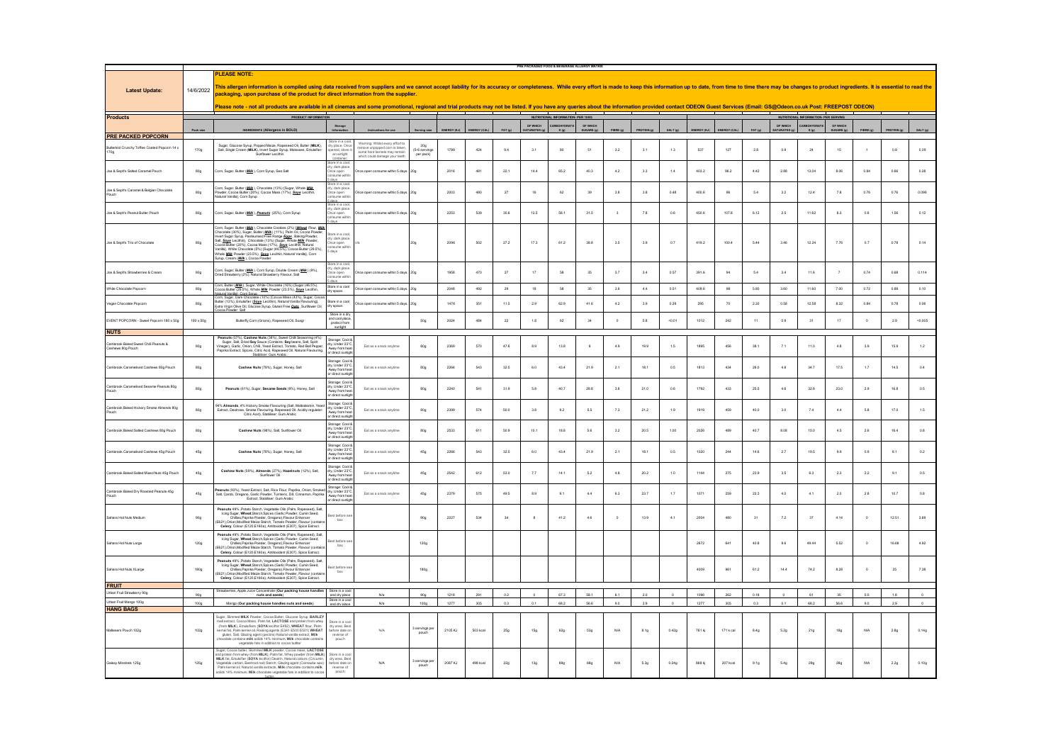## PRE PACKAGED FOOD & BEVERAGE ALLERGY MATRIX

**Latest Update:** 14/6/2022

**PLEASE NOTE:**

**This allergen information is compiled using data received from suppliers and we cannot accept liability for its accuracy or completeness. While every effort is made to keep this information up to date, from time to time there may be changes to product ingredients. It is essential to read the packaging, upon purchase of the product for direct information from the supplier.**

**Please note - not all products are available in all cinemas and some promotional, regional and trial products may not be listed. If you have any queries about the information provided contact ODEON Guest Services (Email: GS@Odeon.co.uk Post: FREEPOST ODEON)**

| Products | PRODUCT INFORMATION | | | | | NUTRITIONAL INFORMATION PER 100G | | | | | | | | | NUTRITIONAL INFORMATION PER SERVING | | | | | | | | |
|---|---|---|---|---|---|---|---|---|---|---|---|---|---|---|---|---|---|---|---|---|---|---|---|
| | Pack size | INGREDIENTS (Allergens in BOLD) | Storage Information | Instructions for use | Serving size | ENERGY (KJ) | ENERGY (CAL) | FAT (g) | OF WHICH SATURATES (g) | CARBOHYDRATE S (g) | OF WHICH SUGARS (g) | FIBRE (g) | PROTEIN (g) | SALT (g) | ENERGY (KJ) | ENERGY (CAL) | FAT (g) | OF WHICH SATURATES (g) | CARBOHYDRATE S (g) | OF WHICH SUGARS (g) | FIBRE (g) | PROTEIN (g) | SALT (g) |
| **PRE PACKED POPCORN** | | | | | | | | | | | | | | | | | | | | | | | |
| Butterkist Crunchy Toffee Coated Popcorn 14 x 170g | 170g | Sugar, Glucose Syrup, Popped Maize, Rapeseed Oil, Butter (**MILK**), Salt, Single Cream (**MILK**), Invert Sugar Syrup, Molasses, Emulsifier: Sunflower Lecithin | Store in a cool, dry place. Once opened, store in an airtight container | Warning: Whilst every effort to remove unpopped corn is taken, some hard kernels may remain which could damage your teeth | 30g (5-6 servings per pack) | 1789 | 424 | 9.4 | 3.1 | 80 | 51 | 3.2 | 3.1 | 1.3 | 537 | 127 | 2.8 | 0.9 | 24 | 15 | 1 | 0.9 | 0.39 |
| Joe & Seph's Salted Caramel Pouch | 80g | Corn, Sugar, Butter (**Milk**), Corn Syrup, Sea Salt | Store in a cool, dry, dark place. Once open consume within 5 days | Once open consume within 5 days | 20g | 2016 | 481 | 22.1 | 14.4 | 65.2 | 40.3 | 4.2 | 3.3 | 1.4 | 403.2 | 96.2 | 4.42 | 2.88 | 13.04 | 8.06 | 0.84 | 0.66 | 0.28 |
| Joe & Seph's Caramel & Belgian Chocolate Pouch | 80g | Corn, Sugar, Butter (**Milk**), Chocolate (13%) (Sugar, Whole **Milk** Powder, Cocoa Butter (20%), Cocoa Mass (17%), **Soya** Lecithin, Natural Vanilla), Corn Syrup | Store in a cool, dry, dark place. Once open consume within 5 days | Once open consume within 5 days | 20g | 2003 | 480 | 27 | 16 | 62 | 39 | 3.8 | 3.8 | 0.48 | 400.6 | 96 | 5.4 | 3.2 | 12.4 | 7.8 | 0.76 | 0.76 | 0.096 |
| Joe & Seph's Peanut Butter Pouch | 80g | Corn, Sugar, Butter (**Milk**), **Peanuts** (25%), Corn Syrup | Store in a cool, dry, dark place. Once open consume within 5 days | Once open consume within 5 days | 20g | 2253 | 539 | 30.6 | 12.5 | 58.1 | 31.5 | 3 | 7.8 | 0.6 | 450.6 | 107.8 | 6.12 | 2.5 | 11.62 | 6.3 | 0.6 | 1.56 | 0.12 |
| Joe & Seph's Trio of Chocolate | 80g | Corn, Sugar, Butter (**Milk**), Chocolate Cookies (2%) (**Wheat** Flour, **Milk** Chocolate (30%), Sugar, Butter (**Milk**) (11%), Palm Oil, Cocoa Powder, Invert Sugar Syrup, Pasteurised Free Range **Eggs**, Baking Powder, Salt, **Soya** Lecithin), Chocolate (13%) (Sugar, Whole **Milk** Powder, Cocoa Butter (20%), Cocoa Mass (17%), **Soya** Lecithin, Natural Vanilla), White Chocolate (5%) (Sugar (46.5%), Cocoa Butter (29.5%), Whole **Milk** Powder (23.5%), **Soya** Lecithin, Natural Vanilla), Corn Syrup, Cream (**Milk**), Cocoa Powder | Store in a cool, dry, dark place. Once open consume within 5 days | n/a | 20g | 2096 | 502 | 27.2 | 17.3 | 61.2 | 38.8 | 3.5 | 3.9 | 0.7 | 419.2 | 100.4 | 5.44 | 3.46 | 12.24 | 7.76 | 0.7 | 0.78 | 0.14 |
| Joe & Seph's Strawberries & Cream | 80g | Corn, Sugar, Butter (**Milk**), Corn Syrup, Double Cream (**Milk**) (9%), Dried Strawberry (2%), Natural Strawberry Flavour, Salt | Store in a cool, dry, dark place. Once open consume within 5 days | Once open consume within 5 days | 20g | 1958 | 470 | 27 | 17 | 58 | 35 | 3.7 | 3.4 | 0.57 | 391.6 | 94 | 5.4 | 3.4 | 11.6 | 7 | 0.74 | 0.68 | 0.114 |
| White Chocolate Popcorn | 80g | Corn, Butter (**Milk**), Sugar, White Chocolate (16%) (Sugar (46.5%), Cocoa Butter (29.5%), Whole **Milk** Powder (23.5%), **Soya** Lecithin, Natural Vanilla), Corn Syrup | Store in a cool dry space. | Once open consume within 5 days | 20g | 2048 | 492 | 29 | 18 | 58 | 35 | 3.6 | 4.4 | 0.51 | 409.6 | 98 | 5.80 | 3.60 | 11.60 | 7.00 | 0.72 | 0.88 | 0.10 |
| Vegan Chocolate Popcorn | 80g | Corn, Sugar, Dark Chocolate (16%) (Cocoa Mass (43%), Sugar, Cocoa Butter (13%), Emulsifier (**Soya** Lecithin), Natural Vanilla Flavouring), Extra Virgin Olive Oil, Glucose Syrup, Gluten Free **Oats**, Sunflower Oil, Cocoa Powder, Salt | Store in a cool dry space. | Once open consume within 5 days | 20g | 1476 | 351 | 11.5 | 2.9 | 62.9 | 41.6 | 4.2 | 3.9 | 0.29 | 295 | 70 | 2.30 | 0.58 | 12.58 | 8.32 | 0.84 | 0.78 | 0.06 |
| EVENT POPCORN - Sweet Popcorn 100 x 50g | 100 x 50g | Butterfly Corn (Grains), Rapeseed Oil, Suagr | Store in a dry and cool place, protect from sunlight | | 50g | 2024 | 484 | 22 | 1.8 | 62 | 34 | 0 | 5.8 | <0.01 | 1012 | 242 | 11 | 0.9 | 31 | 17 | 0 | 2.9 | <0.005 |
| **NUTS** | | | | | | | | | | | | | | | | | | | | | | | |
| Cambrook Baked Sweet Chilli Peanuts & Cashews 80g Pouch | 80g | **Peanuts** (57%), **Cashew Nuts** (38%), Sweet Chilli Seasoning (4%): Sugar, Salt, Dried **Soy** Sauce (Contains: **Soy** beans, Salt, Spirit Vinegar), Garlic, Onion, Chili, Yeast Extract, Tomato, Red Bell Pepper, Paprika Extract, Spices, Citric Acid, Rapeseed Oil, Natural Flavouring. Stabiliser: Gum Arabic. | Storage: Cool & dry, Under 23°C. Away from heat or direct sunlight | Eat as a snack anytime | 80g | 2369 | 570 | 47.6 | 8.9 | 13.8 | 6 | 4.9 | 19.9 | 1.5 | 1895 | 456 | 38.1 | 7.1 | 11.0 | 4.8 | 3.9 | 15.9 | 1.2 |
| Cambrook Caramelised Cashews 80g Pouch | 80g | **Cashew Nuts** (75%), Sugar, Honey, Salt | Storage: Cool & dry, Under 23°C. Away from heat or direct sunlight | Eat as a snack anytime | 80g | 2266 | 543 | 32.5 | 6.0 | 43.4 | 21.9 | 2.1 | 18.1 | 0.5 | 1813 | 434 | 26.0 | 4.8 | 34.7 | 17.5 | 1.7 | 14.5 | 0.4 |
| Cambrook Caramelised Sesame Peanuts 80g Pouch | 80g | **Peanuts** (61%), Sugar, **Sesame Seeds** (9%), Honey, Salt | Storage: Cool & dry, Under 23°C. Away from heat or direct sunlight | Eat as a snack anytime | 80g | 2240 | 541 | 31.9 | 5.8 | 40.7 | 28.8 | 3.6 | 21.0 | 0.6 | 1792 | 433 | 25.5 | 4.6 | 32.6 | 23.0 | 2.8 | 16.8 | 0.5 |
| Cambrook Baked Hickory Smoke Almonds 80g Pouch | 80g | 94% **Almonds**, 4% Hickory Smoke Flavouring (Salt, Maltodextrin, Yeast Extract, Dextrose, Smoke Flavouring, Rapeseed Oil, Acidity regulator: Citric Acid), Stabiliser: Gum Arabic | Storage: Cool & dry, Under 23°C. Away from heat or direct sunlight | Eat as a snack anytime | 80g | 2399 | 574 | 50.0 | 3.8 | 9.2 | 5.5 | 7.3 | 21.2 | 1.9 | 1919 | 459 | 40.0 | 3.0 | 7.4 | 4.4 | 5.8 | 17.0 | 1.5 |
| Cambrook Baked Salted Cashews 80g Pouch | 80g | **Cashew Nuts** (98%), Salt, Sunflower Oil | Storage: Cool & dry, Under 23°C. Away from heat or direct sunlight | Eat as a snack anytime | 80g | 2533 | 611 | 50.9 | 10.1 | 18.8 | 5.6 | 3.2 | 20.5 | 1.00 | 2026 | 489 | 40.7 | 8.08 | 15.0 | 4.5 | 2.6 | 16.4 | 0.8 |
| Cambrook Caramelised Cashews 45g Pouch | 45g | **Cashew Nuts** (75%), Sugar, Honey, Salt | Storage: Cool & dry, Under 23°C. Away from heat or direct sunlight | Eat as a snack anytime | 45g | 2266 | 543 | 32.5 | 6.0 | 43.4 | 21.9 | 2.1 | 18.1 | 0.5 | 1020 | 244 | 14.6 | 2.7 | 19.5 | 9.9 | 0.9 | 8.1 | 0.2 |
| Cambrook Baked Salted Mixed Nuts 45g Pouch | 45g | **Cashew Nuts** (58%), **Almonds** (27%), **Hazelnuts** (12%), Salt, Sunflower Oil | Storage: Cool & dry, Under 23°C. Away from heat or direct sunlight | Eat as a snack anytime | 45g | 2542 | 612 | 53.0 | 7.7 | 14.1 | 5.2 | 4.8 | 20.2 | 1.0 | 1144 | 275 | 23.9 | 3.5 | 6.3 | 2.3 | 2.2 | 9.1 | 0.5 |
| Cambrook Baked Dry Roasted Peanuts 45g Pouch | 45g | **Peanuts** (92%), Yeast Extract, Salt, Rice Flour, Paprika, Onion, Smoked Salt, Carob, Oregano, Garlic Powder, Turmeric, Dill, Cinnamon, Paprika Extract, Stabiliser: Gum Arabic | Storage: Cool & dry, Under 23°C. Away from heat or direct sunlight | Eat as a snack anytime | 45g | 2379 | 575 | 49.5 | 8.9 | 9.1 | 4.4 | 6.3 | 23.7 | 1.7 | 1071 | 259 | 22.3 | 4.0 | 4.1 | 2.0 | 2.8 | 10.7 | 0.8 |
| Sahara Hot Nuts Medium | 90g | **Peanuts** 49%, Potato Starch, Vegetable Oils (Palm, Rapeseed), Salt, Icing Sugar, **Wheat** Starch,Spices (Garlic Powder, Cumin Seed, Chillies,Paprika Powder, Oregano),Flavour Enhancer (E621),Onion,Modified Maize Starch, Tomato Powder, Flavour (contains **Celery**, Colour (E120,E160a), Antioxidant (E307), Spice Extract | Best before see box | | 90g | 2227 | 534 | 34 | 8 | 41.2 | 4.6 | 0 | 13.9 | 4.1 | 2004 | 480 | 31 | 7.2 | 37 | 4.14 | 0 | 12.51 | 3.69 |
| Sahara Hot Nuts Large | 120g | **Peanuts** 49%, Potato Starch, Vegetable Oils (Palm, Rapeseed), Salt, Icing Sugar, **Wheat** Starch,Spices (Garlic Powder, Cumin Seed, Chillies,Paprika Powder, Oregano),Flavour Enhancer (E621),Onion,Modified Maize Starch, Tomato Powder, Flavour (contains **Celery**, Colour (E120,E160a), Antioxidant (E307), Spice Extract | Best before see box | | 120g | | | | | | | | | | 2672 | 641 | 40.8 | 9.6 | 49.44 | 5.52 | 0 | 16.68 | 4.92 |
| Sahara Hot Nuts XLarge | 180g | **Peanuts** 49%, Potato Starch, Vegetable Oils (Palm, Rapeseed), Salt, Icing Sugar, **Wheat** Starch,Spices (Garlic Powder, Cumin Seed, Chillies,Paprika Powder, Oregano),Flavour Enhancer (E621),Onion,Modified Maize Starch, Tomato Powder, Flavour (contains **Celery**, Colour (E120,E160a), Antioxidant (E307), Spice Extract | Best before see box | | 180g | | | | | | | | | | 4009 | 961 | 61.2 | 14.4 | 74.2 | 8.28 | 0 | 25 | 7.38 |
| **FRUIT** | | | | | | | | | | | | | | | | | | | | | | | |
| Urban Fruit Strawberry 90g | 90g | Strawberries, Apple Juice Concentrate (**Our packing house handles nuts and seeds**) | Store in a cool and dry place | N/a | 90g | 1218 | 291 | 0.2 | 0 | 67.3 | 56.1 | 6.1 | 2.0 | 0 | 1096 | 262 | 0.18 | 0 | 61 | 35 | 5.5 | 1.8 | 0 |
| Urban Fruit Mango 100g | 100g | Mango (**Our packing house handles nuts and seeds**) | Store in a cool and dry place | N/a | 100g | 1277 | 305 | 0.3 | 0.1 | 68.2 | 56.6 | 9.0 | 2.9 | 0 | 1277 | 305 | 0.3 | 0.1 | 68.2 | 56.6 | 9.0 | 2.9 | 0 |
| **HANG BAGS** | | | | | | | | | | | | | | | | | | | | | | | |
| Maltesers Pouch 102g | 102g | Sugar, Skimmed **MILK** Powder, Cocoa Butter, Glucose Syrup, **BARLEY** malt extract, Cocoa Mass, Palm fat, **LACTOSE** and protein from whey (from **MILK**), Emulsifiers (**SOYA** lecithin E492), **WHEAT** flour, Palm kernel fat, Palm kernel oil, Raising agents (E341 E500 E501) **WHEAT** gluten, Salt, Glazing agent (pectin) Natural vanilla extract, **Milk** chocolate contains **milk** solids 14% minimum. **Milk** chocolate contains vegetable fats in addition to cocoa butter | Store in a cool dry area. Best before date on reverse of pouch | N/A | 3 servings per pouch | 2105 KJ | 503 kcal | 25g | 15g | 62g | 53g | N/A | 8.1g | 0.42g | 761 kj | 171 kcal | 8.4g | 5.2g | 21g | 18g | N/A | 2.8g | 0.14g |
| Galaxy Minstrels 125g | 125g | Sugar, Cocoa butter, Skimmed **MILK** powder, Cocoa mass, **LACTOSE** and protein from whey (from **MILK**), Palm fat, Whey powder (from **MILK**) **MILK** fat, Emulsifier (**SOYA** lecithin) Dextrin, Natural colours (Circumin, Vegetable carbon, Beetroot red) Starch, Glazing agent (Carnauba wax) Palm kernel oil, Natural vanilla extracts, **Milk** chocolate contains **milk** solids 14% minimum, **Milk** chocolate vegetable fats in addition to cocoa butter | Store in a cool dry area. Best before date on reverse of pouch | N/A | 3 servings per pouch | 2087 KJ | 498 kcal | 22g | 13g | 69g | 68g | N/A | 5.3g | 0.24g | 868 kj | 207 kcal | 9.1g | 5.4g | 29g | 28g | N/A | 2.2g | 0.10g |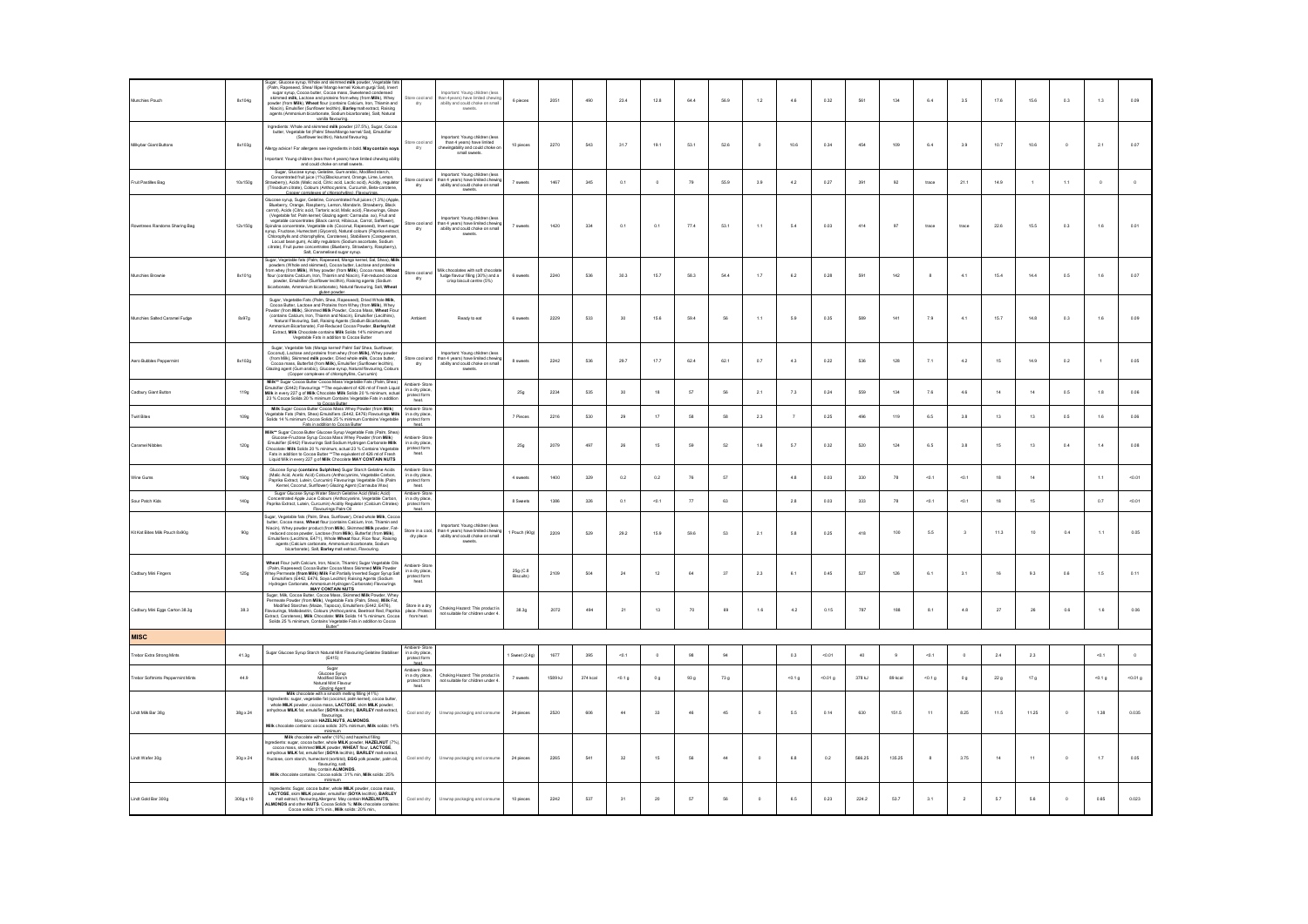| | | | | | | | | | | | | | | | | | | | | | | | |
|---|---|---|---|---|---|---|---|---|---|---|---|---|---|---|---|---|---|---|---|---|---|---|---|
| Munchies Pouch | 8x104g | Sugar, Glucose syrup, Whole and skimmed **milk** powder, Vegetable fats (Palm, Rapeseed, Shea/ Illipe/ Mango kernel/ Kokum gurgi/ Sal), Invert sugar syrup, Cocoa butter, Cocoa mass, Sweetened condensed skimmed **milk**, Lactose and proteins from whey (from **Milk**), Whey powder (from **Milk**), **Wheat** flour (contains Calcium, Iron, Thiamin and Niacin), Emulsifier (Sunflower lecithin), **Barley** malt extract, Raising agents (Ammonium bicarbonate, Sodium bicarbonate), Salt, Natural vanilla flavouring | Store cool and dry | Important: Young children (less than 4 years) have limited chewing ability and could choke on small sweets. | 6 pieces | 2051 | 490 | 23.4 | 12.8 | 64.4 | 56.9 | 1.2 | 4.6 | 0.32 | 561 | 134 | 6.4 | 3.5 | 17.6 | 15.6 | 0.3 | 1.3 | 0.09 |
| Milkybar Giant Buttons | 8x103g | Ingredients: Whole and skimmed **milk** powder (37.5%), Sugar, Cocoa butter, Vegetable fat (Palm/ Shea/Mango kernel/ Sal), Emulsifier (Sunflower lecithin), Natural flavouring. Allergy advice! For allergens see ingredients in bold. **May contain soya**. Important: Young children (less than 4 years) have limited chewing ability and could choke on small sweets | Store cool and dry | Important: Young children (less than 4 years) have limited chewing ability and could choke on small sweets. | 10 pieces | 2270 | 543 | 31.7 | 19.1 | 53.1 | 52.6 | 0 | 10.6 | 0.34 | 454 | 109 | 6.4 | 3.8 | 10.7 | 10.6 | 0 | 2.1 | 0.07 |
| Fruit Pastilles Bag | 10x150g | Sugar, Glucose syrup, Gelatine, Gum arabic, Modified starch, Concentrated fruit juice (1%) (Blackcurrant, Orange, Lime, Lemon, Strawberry), Acids (Malic acid, Citric acid, Lactic acid), Acidity regulator (Trisodium citrate), Colours (Anthocyanins, Curcumin, Beta-carotene, Copper complexes of chlorophyllins), Flavourings | Store cool and dry | Important: Young children (less than 4 years) have limited chewing ability and could choke on small sweets. | 7 sweets | 1467 | 345 | 0.1 | 0 | 79 | 55.9 | 3.9 | 4.2 | 0.27 | 391 | 92 | trace | trace | 21.1 | 14.9 | 1 | 1.1 | 0 | 0 |
| Rowntrees Randoms Sharing Bag | 12x150g | Glucose syrup, Sugar, Gelatine, Concentrated fruit juices (1.3%) (Apple, Blueberry, Orange, Raspberry, Lemon, Mandarin, Strawberry, Black carrot), Acids (Citric acid, Tartaric acid, Malic acid), Flavourings, Glaze (Vegetable fat: Palm kernel; Glazing agent: Carnauba wax), Fruit and vegetable concentrates (Black carrot, Hibiscus, Carrot, Safflower), Spirulina concentrate, Vegetable oils (Coconut, Rapeseed), Invert sugar syrup, Fructose, Humectant (Glycerol), Natural colours (Paprika extract, Chlorophylls and chlorophyllins, Carotenes), Stabilisers (Carrageenan, Locust bean gum), Acidity regulators (Sodium ascorbate, Sodium citrate), Fruit puree concentrates (Blueberry, Strawberry, Raspberry), Salt, Caramelised sugar syrup. | Store cool and dry | Important: Young children (less than 4 years) have limited chewing ability and could choke on small sweets. | 7 sweets | 1420 | 334 | 0.1 | 0.1 | 77.4 | 53.1 | 1.1 | 5.4 | 0.03 | 414 | 97 | trace | trace | 22.6 | 15.5 | 0.3 | 1.6 | 0.01 |
| Munchies Brownie | 8x101g | Sugar, Vegetable fats (Palm, Rapeseed, Mango kernel, Sal, Shea), **Milk** powders (Whole and skimmed), Cocoa butter, Lactose and proteins from whey (from **Milk**), Whey powder (from **Milk**), Cocoa mass, **Wheat** flour (contains Calcium, Iron, Thiamin and Niacin), Fat-reduced cocoa powder, Emulsifier (Sunflower lecithin), Raising agents (Sodium bicarbonate, Ammonium Bicarbonate), Natural flavouring, Salt, **Wheat** gluten powder | Store cool and dry | Milk chocolates with soft chocolate fudge flavour filling (30%) and a crisp biscuit centre (5%) | 6 sweets | 2240 | 536 | 30.3 | 15.7 | 58.3 | 54.4 | 1.7 | 6.2 | 0.28 | 591 | 142 | 8 | 4.1 | 15.4 | 14.4 | 0.5 | 1.6 | 0.07 |
| Munchies Salted Caramel Fudge | 8x97g | Sugar, Vegetable Fats (Palm, Shea, Rapeseed), Dried Whole **Milk**, Cocoa Butter, Lactose and Proteins from Whey (from **Milk**), Whey Powder (from **Milk**), Skimmed **Milk** Powder, Cocoa Mass, **Wheat** Flour (contains Calcium, Iron, Thiamin and Niacin), Emulsifier (Lecithins), Natural Flavouring, Salt, Raising Agents (Sodium Bicarbonate, Ammonium Bicarbonate), Fat-Reduced Cocoa Powder, **Barley** Malt Extract, **Milk** Chocolate contains **Milk** Solids 14% minimum and Vegetable Fats in addition to Cocoa Butter | Ambient | Ready to eat | 6 sweets | 2229 | 533 | 30 | 15.6 | 59.4 | 56 | 1.1 | 5.9 | 0.35 | 589 | 141 | 7.9 | 4.1 | 15.7 | 14.8 | 0.3 | 1.6 | 0.09 |
| Aero Bubbles Peppermint | 8x102g | Sugar, Vegetable fats (Mango kernel/ Palm/ Sal/ Shea, Sunflower, Coconut), Lactose and proteins from whey (from **Milk**), Whey powder (from **Milk**), Skimmed **milk** powder, Dried whole **milk**, Cocoa butter, Cocoa mass, Butterfat (from **Milk**), Emulsifier (Sunflower lecithin), Glazing agent (Gum arabic), Glucose syrup, Natural flavouring, Colours (Copper complexes of chlorophyllins, Curcumin) | Store cool and dry | Important: Young children (less than 4 years) have limited chewing ability and could choke on small sweets. | 8 sweets | 2242 | 536 | 29.7 | 17.7 | 62.4 | 62.1 | 0.7 | 4.3 | 0.22 | 536 | 128 | 7.1 | 4.2 | 15 | 14.9 | 0.2 | 1 | 0.05 |
| Cadbury Giant Button | 119g | **Milk**** Sugar Cocoa Butter Cocoa Mass Vegetable Fats (Palm, Shea) Emulsifier (E442) Flavourings **The equivalent of 426 ml of Fresh Liquid **Milk** in every 227 g of Milk Chocolate **Milk** Solids 20 % minimum, actual 23 % Cocoa Solids 20 % minimum Contains Vegetable Fats in addition to Cocoa Butter | Ambient- Store in a dry place, protect form heat. | | 25g | 2234 | 535 | 30 | 18 | 57 | 56 | 2.1 | 7.3 | 0.24 | 559 | 134 | 7.5 | 4.6 | 14 | 14 | 0.5 | 1.8 | 0.06 |
| Twirl Bites | 109g | **Milk** Sugar Cocoa Butter Cocoa Mass Whey Powder (from **Milk**) Vegetable Fats (Palm, Shea) Emulsifiers (E442, E476) Flavourings **Milk** Solids 14 % minimum Cocoa Solids 25 % minimum Contains Vegetable Fats in addition to Cocoa Butter | Ambient- Store in a dry place, protect form heat. | | 7 Pieces | 2216 | 530 | 29 | 17 | 58 | 58 | 2.3 | 7 | 0.25 | 496 | 119 | 6.5 | 3.8 | 13 | 13 | 0.5 | 1.6 | 0.06 |
| Caramel Nibbles | 120g | **Milk**** Sugar Cocoa Butter Glucose Syrup Vegetable Fats (Palm, Shea) Glucose-Fructose Syrup Cocoa Mass Whey Powder (from **Milk**) Emulsifier (E442) Flavourings Salt Sodium Hydrogen Carbonate **Milk** Chocolate: **Milk** Solids 20 % minimum, actual 23 % Contains Vegetable Fats in addition to Cocoa Butter **The equivalent of 426 ml of Fresh Liquid Milk in every 227 g of **Milk** Chocolate **MAY CONTAIN NUTS** | Ambient- Store in a dry place, protect form heat. | | 25g | 2079 | 497 | 26 | 15 | 59 | 52 | 1.6 | 5.7 | 0.32 | 520 | 124 | 6.5 | 3.8 | 15 | 13 | 0.4 | 1.4 | 0.08 |
| Wine Gums | 190g | Glucose Syrup (**contains Sulphites**) Sugar Starch Gelatine Acids (Malic Acid, Acetic Acid) Colours (Anthocyanins, Vegetable Carbon, Paprika Extract, Lutein, Curcumin) Flavourings Vegetable Oils (Palm Kernel, Coconut, Sunflower) Glazing Agent (Carnauba Wax) | Ambient- Store in a dry place, protect form heat. | | 4 sweets | 1400 | 329 | 0.2 | 0.2 | 76 | 57 | | 4.8 | 0.03 | 330 | 78 | <0.1 | <0.1 | 18 | 14 | | 1.1 | <0.01 |
| Sour Patch Kids | 140g | Sugar Glucose Syrup Water Starch Gelatine Acid (Malic Acid, Acid) Concentrated Apple Juice Colours (Anthocyanins, Vegetable Carbon, Paprika Extract, Lutein, Curcumin) Acidity Regulator (Calcium Citrates) Flavourings Palm Oil | Ambient- Store in a dry place, protect form heat. | | 8 Sweets | 1398 | 326 | 0.1 | <0.1 | 77 | 63 | | 2.8 | 0.03 | 333 | 78 | <0.1 | <0.1 | 18 | 15 | | 0.7 | <0.01 |
| Kit Kat Bites Milk Pouch 8x90g | 90g | Sugar, Vegetable fats (Palm, Shea, Sunflower), Dried whole **Milk**, Cocoa butter, Cocoa mass, **Wheat** flour (contains Calcium, Iron, Thiamin and Niacin), Whey powder product (from **Milk**), Skimmed **Milk** powder, Fat-reduced cocoa powder, Lactose (from **Milk**), Butterfat (from **Milk**), Emulsifiers (Lecithins, E471), Whole **Wheat** flour, Rice flour, Raising agents (Calcium carbonate, Ammonium bicarbonate, Sodium bicarbonate), Salt, **Barley** malt extract, Flavouring. | Store in a cool, dry place | Important: Young children (less than 4 years) have limited chewing ability and could choke on small sweets. | 1 Pouch (90g) | 2209 | 529 | 28.2 | 15.9 | 59.6 | 53 | 2.1 | 5.8 | 0.25 | 418 | 100 | 5.5 | 3 | 11.3 | 10 | 0.4 | 1.1 | 0.05 |
| Cadbury Mini Fingers | 125g | **Wheat** Flour (with Calcium, Iron, Niacin, Thiamin) Sugar Vegetable Oils (Palm, Rapeseed) Cocoa Butter Cocoa Mass Skimmed **Milk** Powder Whey Permeate Powder (from **Milk**) **Milk** Fat Partially Inverted Sugar Syrup Salt Emulsifiers (E442, E476, Soya Lecithin) Raising Agents (Sodium Hydrogen Carbonate, Ammonium Hydrogen Carbonate) Flavourings **MAY CONTAIN NUTS** | Ambient- Store in a dry place, protect form heat. | | 25g (C.8 Biscuits) | 2109 | 504 | 24 | 12 | 64 | 37 | 2.3 | 6.1 | 0.45 | 527 | 126 | 6.1 | 3.1 | 16 | 9.3 | 0.6 | 1.5 | 0.11 |
| Cadbury Mini Eggs Carton 38.3g | 38.3 | Sugar, **Milk**, Cocoa Butter, Cocoa Mass, Skimmed **Milk** Powder, Whey Permeate Powder (from **Milk**), Vegetable Fats (Palm, Shea), **Milk** Fat, Modified Starches (Maize, Tapioca), Emulsifiers (E442, E476), Flavourings, Maltodextrin, Colours (Anthocyanins, Beetroot Red, Paprika Extract, Carotenes), **Milk** Chocolate: **Milk** Solids 14 % minimum; Cocoa Solids 25 % minimum; Contains Vegetable Fats in addition to Cocoa Butter* | Store in a dry place. Protect from heat. | Choking Hazard: This product is not suitable for children under 4. | 38.3g | 2072 | 494 | 21 | 13 | 70 | 69 | 1.6 | 4.2 | 0.15 | 787 | 188 | 8.1 | 4.8 | 27 | 26 | 0.6 | 1.6 | 0.06 |
| **MISC** | | | | | | | | | | | | | | | | | | | | | | | |
| Trebor Extra Strong Mints | 41.3g | Sugar Glucose Syrup Starch Natural Mint Flavouring Gelatine Stabiliser (E415) | Ambient- Store in a dry place, protect form heat. | | 1 Sweet (2.4g) | 1677 | 395 | <0.1 | 0 | 98 | 94 | | 0.3 | <0.01 | 40 | 9 | <0.1 | 0 | 2.4 | 2.3 | | <0.1 | 0 |
| Trebor Softmints Peppermint Mints | 44.9 | Sugar Glucose Syrup Modified Starch Natural Mint Flavour Glazing Agent | Ambient- Store in a dry place, protect form heat. | Choking Hazard: This product is not suitable for children under 4. | 7 sweets | 1589 kJ | 374 kcal | <0.1 g | 0 g | 93 g | 73 g | | <0.1 g | <0.01 g | 378 kJ | 89 kcal | <0.1 g | 0 g | 22 g | 17 g | | <0.1 g | <0.01 g |
| Lindt Milk Bar 38g | 38g x 24 | **Milk** chocolate with a smooth melting filling (41%). Ingredients: sugar, vegetable fat (coconut, palm kernel), cocoa butter, whole **MILK** powder, cocoa mass, **LACTOSE**, skim **MILK** powder, anhydrous **MILK** fat, emulsifier (**SOYA** lecithin), **BARLEY** malt extract, flavourings. May contain **HAZELNUTS, ALMONDS**. **Milk** chocolate contains: cocoa solids: 30% minimum, **Milk** solids: 14% minimum | Cool and dry | Unwrap packaging and consume | 24 pieces | 2520 | 606 | 44 | 33 | 46 | 45 | 0 | 5.5 | 0.14 | 630 | 151.5 | 11 | 8.25 | 11.5 | 11.25 | 0 | 1.38 | 0.035 |
| Lindt Wafer 30g | 30g x 24 | **Milk** chocolate with wafer (10%) and hazelnut filling. Ingredients: sugar, cocoa butter, whole **MILK** powder, **HAZELNUT** (7%), cocoa mass, skimmed **MILK** powder, **WHEAT** flour, **LACTOSE**, anhydrous **MILK** fat, emulsifier (**SOYA** lecithin), **BARLEY** malt extract, fructose, corn starch, humectant (sorbitol), **EGG** yolk powder, palm oil, flavouring, salt. May contain **ALMONDS**. **Milk** chocolate contains: Cocoa solids: 31% min, **Milk** solids: 25% minimum | Cool and dry | Unwrap packaging and consume | 24 pieces | 2265 | 541 | 32 | 15 | 58 | 44 | 0 | 6.8 | 0.2 | 566.25 | 135.25 | 8 | 3.75 | 14 | 11 | 0 | 1.7 | 0.05 |
| Lindt Gold Bar 300g | 300g x 10 | Ingredients: Sugar, cocoa butter, whole **MILK** powder, cocoa mass, **LACTOSE**, skim **MILK** powder, emulsifier (**SOYA** lecithin), **BARLEY** malt extract, flavouring Allergens: May contain **HAZELNUTS, ALMONDS** and other **NUTS**. Cocoa Solids %: **Milk** chocolate contains: Cocoa solids: 31% min., **Milk** solids: 20% min. | Cool and dry | Unwrap packaging and consume | 10 pieces | 2242 | 537 | 31 | 20 | 57 | 56 | 0 | 6.5 | 0.23 | 224.2 | 53.7 | 3.1 | 2 | 5.7 | 5.6 | 0 | 0.65 | 0.023 |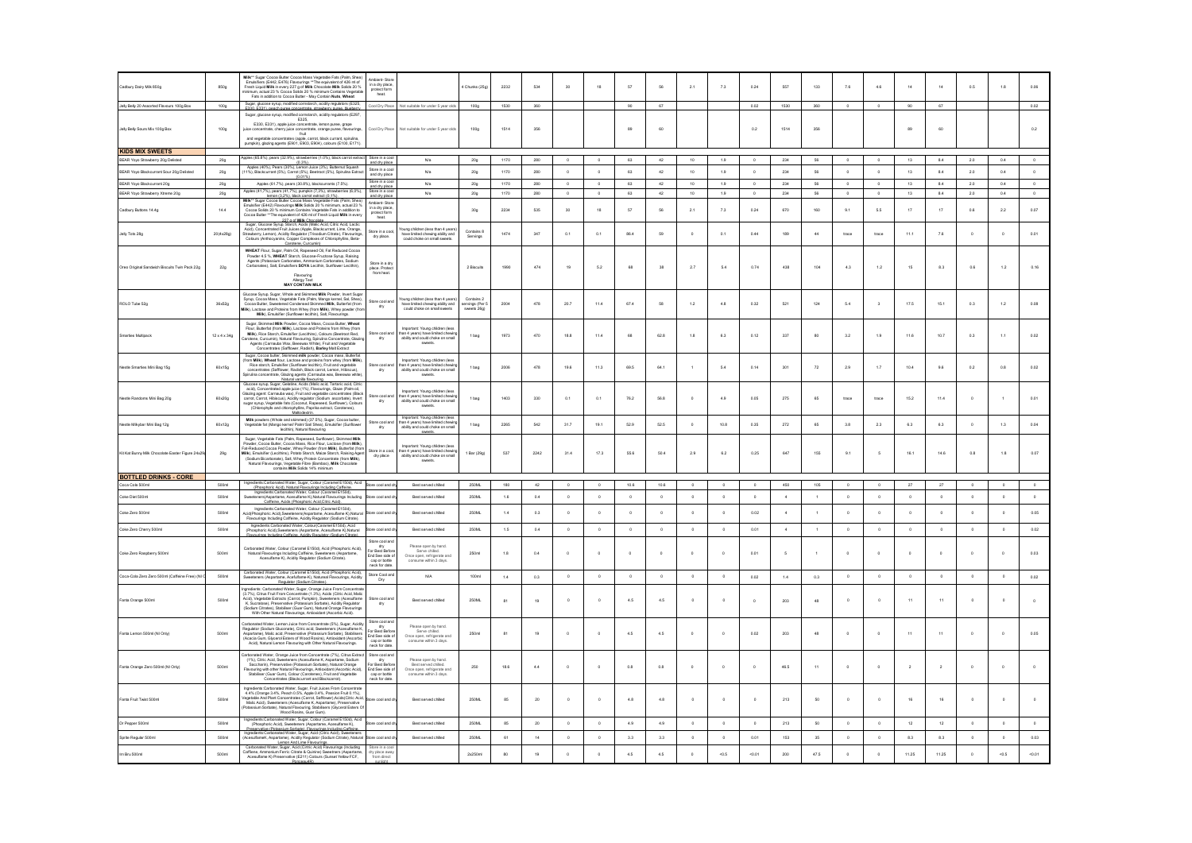| | | | | | | | | | | | | | | | | | | | | | | | |
|---|---|---|---|---|---|---|---|---|---|---|---|---|---|---|---|---|---|---|---|---|---|---|---|
| Cadbury Dairy Milk 850g | 850g | Milk** Sugar Cocoa Butter Cocoa Mass Vegetable Fats (Palm, Shea) Emulsifiers (E442, E476) Flavourings **The equivalent of 426 ml of Fresh Liquid Milk in every 227 g of Milk Chocolate Milk Solids 20 % minimum, actual 23 % Cocoa Solids 20 % minimum Contains Vegetable Fats in addition to Cocoa Butter - May Contain Nuts, Wheat | Ambient- Store in a dry place, protect form heat. | | 4 Chunks (25g) | 2232 | 534 | 30 | 18 | 57 | 56 | 2.1 | 7.3 | 0.24 | 557 | 133 | 7.6 | 4.6 | 14 | 14 | 0.5 | 1.8 | 0.06 |
| Jelly Belly 20 Assorted Flavours 100g Box | 100g | Sugar, glucose syrup, modified cornstarch, acidity regulators (E325, E330, E331), peach puree concentrate, strawberry puree, Blueberry | Cool Dry Place | Not suitable for under 5 year olds | 100g | 1530 | 360 | | | 90 | 67 | | | 0.02 | 1530 | 360 | 0 | 0 | 90 | 67 | | | 0.02 |
| Jelly Belly Sours Mix 100g Box | 100g | Sugar, glucose syrup, modified cornstarch, acidity regulators (E297, E325, E330, E331), apple juice concentrate, lemon puree, grape juice concentrate, cherry juice concentrate, orange puree, flavourings, fruit and vegetable concentrates (apple, carrot, black currant, spirulina, pumpkin), glazing agents (E901, E903, E904), colours (E100, E171) | Cool Dry Place | Not suitable for under 5 year olds | 100g | 1514 | 356 | | | 89 | 60 | | | 0.2 | 1514 | 356 | | | 89 | 60 | | | 0.2 |
| **KIDS MIX SWEETS** | | | | | | | | | | | | | | | | | | | | | | | |
| BEAR Yoyo Strawberry 20g Delisted | 20g | Apples (65.8%), pears (32.9%), strawberries (1.0%), black carrot extract (0.3%) | Store in a cool and dry place | N/a | 20g | 1170 | 280 | 0 | 0 | 63 | 42 | 10 | 1.9 | 0 | 234 | 56 | 0 | 0 | 13 | 8.4 | 2.0 | 0.4 | 0 |
| BEAR Yoyo Blackcurrant Sour 20g Delisted | 20g | Apples (40%), Pears (37%), Lemon Juice (3%), Butternut Squash (11%), Blackcurrant (5%), Carrot (5%), Beetroot (5%), Spirulina Extract (0.01%) | Store in a cool and dry place | N/a | 20g | 1170 | 280 | 0 | 0 | 63 | 42 | 10 | 1.9 | 0 | 234 | 56 | 0 | 0 | 13 | 8.4 | 2.0 | 0.4 | 0 |
| BEAR Yoyo Blackcurrant 20g | 20g | Apples (61.7%), pears (30.8%), blackcurrants (7.5%). | Store in a cool and dry place | N/a | 20g | 1170 | 280 | 0 | 0 | 63 | 42 | 10 | 1.9 | 0 | 234 | 56 | 0 | 0 | 13 | 8.4 | 2.0 | 0.4 | 0 |
| BEAR Yoyo Strawberry Xtreme 20g | 20g | Apples (41.7%), pears (41.7%), pumpkin (7.3%), strawberries (6.0%), lemon (3.2%), black carrot extract (0.1%) | Store in a cool and dry place | N/a | 20g | 1170 | 280 | 0 | 0 | 63 | 42 | 10 | 1.9 | 0 | 234 | 56 | 0 | 0 | 13 | 8.4 | 2.0 | 0.4 | 0 |
| Cadbury Buttons 14.4g | 14.4 | Milk** Sugar Cocoa Butter Cocoa Mass Vegetable Fats (Palm, Shea) Emulsifier (E442) Flavourings Milk Solids 20 % minimum, actual 23 % Cocoa Solids 20 % minimum Contains Vegetable Fats in addition to Cocoa Butter **The equivalent of 426 ml of Fresh Liquid Milk in every 227 g of Milk Chocolate | Ambient- Store in a dry place, protect form heat. | | 30g | 2234 | 535 | 30 | 18 | 57 | 56 | 2.1 | 7.3 | 0.24 | 670 | 160 | 9.1 | 5.5 | 17 | 17 | 0.6 | 2.2 | 0.07 |
| Jelly Tots 28g | 20 (4x28g) | Sugar, Glucose Syrup, Starch, Acids (Malic Acid, Citric Acid, Lactic Acid), Concentrated Fruit Juices (Apple, Blackcurrant, Lime, Orange, Strawberry, Lemon), Acidity Regulator (Trisodium Citrate), Flavourings, Colours (Anthocyanins, Copper Complexes of Chlorophyllins, Beta-Carotene, Curcumin) | Store in a cool, dry place | Young children (less than 4 years) have limited chewing ability and could choke on small sweets | Contains 8 Servings | 1474 | 347 | 0.1 | 0.1 | 86.4 | 59 | 0 | 0.1 | 0.44 | 189 | 44 | trace | trace | 11.1 | 7.8 | 0 | 0 | 0.01 |
| Oreo Original Sandwich Biscuits Twin Pack 22g | 22g | WHEAT Flour, Sugar, Palm Oil, Rapeseed Oil, Fat Reduced Cocoa Powder 4.5 %, WHEAT Starch, Glucose-Fructose Syrup, Raising Agents (Potassium Carbonates, Ammonium Carbonates, Sodium Carbonates), Salt, Emulsifiers SOYA Lecithin, Sunflower Lecithin), Flavouring Allergy Text: MAY CONTAIN MILK | Store in a dry place. Protect from heat. | | 2 Biscuits | 1990 | 474 | 19 | 5.2 | 68 | 38 | 2.7 | 5.4 | 0.74 | 438 | 104 | 4.3 | 1.2 | 15 | 8.3 | 0.6 | 1.2 | 0.16 |
| ROLO Tube 52g | 36x52g | Glucose Syrup, Sugar, Whole and Skimmed Milk Powder, Invert Sugar Syrup, Cocoa Mass, Vegetable Fats (Palm, Mango kernel, Sal, Shea), Cocoa Butter, Sweetened Condensed Skimmed Milk, Butterfat (from Milk), Lactose and Proteins from Whey (from Milk), Whey powder (from Milk), Emulsifier (Sunflower lecithin), Salt, Flavourings. | Store cool and dry | Young children (less than 4 years) have limited chewing ability and could choke on small sweets | Contains 2 servings (Per 5 sweets 26g) | 2004 | 478 | 20.7 | 11.4 | 67.4 | 58 | 1.2 | 4.8 | 0.32 | 521 | 124 | 5.4 | 3 | 17.5 | 15.1 | 0.3 | 1.2 | 0.08 |
| Smarties Multipack | 12 x 4 x 34g | Sugar, Skimmed Milk Powder, Cocoa Mass, Cocoa Butter, Wheat Flour, Butterfat (from Milk), Lactose and Proteins from Whey (from Milk), Rice Starch, Emulsifier (Lecithins), Colours (Beetroot Red, Carotene, Curcumin), Natural Flavouring, Spirulina Concentrate, Glazing Agents (Carnauba Wax, Beeswax White), Fruit and Vegetable Concentrates (Safflower, Radish), Barley Malt Extract | Store cool and dry | Important: Young children (less than 4 years) have limited chewing ability and could choke on small sweets. | 1 bag | 1973 | 470 | 18.8 | 11.4 | 68 | 62.8 | 1.8 | 6.3 | 0.12 | 337 | 80 | 3.2 | 1.9 | 11.6 | 10.7 | 0.3 | 1.1 | 0.02 |
| Nestle Smarties Mini Bag 15g | 60x15g | Sugar, Cocoa butter, Skimmed milk powder, Cocoa mass, Butterfat (from Milk), Wheat flour, Lactose and proteins from whey (from Milk), Rice starch, Emulsifier (Sunflower lecithin), Fruit and vegetable concentrates (Safflower, Radish, Black carrot, Lemon, Hibiscus), Spirulina concentrate, Glazing agents (Carnauba wax, Beeswax white), Natural vanilla flavouring. | Store cool and dry | Important: Young children (less than 4 years) have limited chewing ability and could choke on small sweets. | 1 bag | 2006 | 478 | 19.8 | 11.3 | 69.5 | 64.1 | 1 | 5.4 | 0.14 | 301 | 72 | 2.9 | 1.7 | 10.4 | 9.6 | 0.2 | 0.8 | 0.02 |
| Nestle Raisdons Mini Bag 20g | 60x20g | Glucose syrup, Sugar, Gelatine, Acids (Malic acid, Tartaric acid, Citric acid), Concentrated apple juice (1%), Flavourings, Glaze (Palm oil, Glazing agent: Carnauba wax), Fruit and vegetable concentrates (Black carrot, Carrot, Hibiscus), Acidity regulator (Sodium ascorbate), Invert sugar syrup, Vegetable fats (Coconut, Rapeseed, Sunflower), Colours (Chlorophylls and chlorophyllins, Paprika extract, Carotenes), Maltodextrin. | Store cool and dry | Important: Young children (less than 4 years) have limited chewing ability and could choke on small sweets. | 1 bag | 1403 | 330 | 0.1 | 0.1 | 76.2 | 56.8 | 0 | 4.9 | 0.05 | 275 | 65 | trace | trace | 15.2 | 11.4 | 0 | 1 | 0.01 |
| Nestle Milkybar Mini Bag 12g | 60x12g | Milk powders (Whole and skimmed) (37.5%), Sugar, Cocoa butter, Vegetable fat (Mango kernel/ Palm/ Sal/ Shea); Emulsifier (Sunflower lecithin), Natural flavouring | Store cool and dry | Important: Young children (less than 4 years) have limited chewing ability and could choke on small sweets. | 1 bag | 2265 | 542 | 31.7 | 19.1 | 52.9 | 52.5 | 0 | 10.8 | 0.35 | 272 | 65 | 3.8 | 2.3 | 6.3 | 6.3 | 0 | 1.3 | 0.04 |
| Kit Kat Bunny Milk Chocolate Easter Figure 24x29g | 29g | Sugar, Vegetable Fats (Palm, Rapeseed, Sunflower), Skimmed Milk Powder, Cocoa Butter, Cocoa Mass, Rice Flour, Lactose (from Milk), Fat-Reduced Cocoa Powder, Whey Powder (from Milk), Butterfat (from Milk), Emulsifier (Lecithins), Potato Starch, Maize Starch, Raising Agent (Sodium Bicarbonate), Salt, Whey Protein Concentrate (from Milk), Natural Flavourings, Vegetable Fibre (Bamboo). Milk Chocolate contains Milk Solids 14% minimum. | Store in a cool, dry place | Important: Young children (less than 4 years) have limited chewing ability and could choke on small sweets. | 1 Bar (29g) | 537 | 2242 | 31.4 | 17.3 | 55.6 | 50.4 | 2.9 | 6.2 | 0.25 | 647 | 155 | 9.1 | 5 | 16.1 | 14.6 | 0.8 | 1.8 | 0.07 |
| **BOTTLED DRINKS - CORE** | | | | | | | | | | | | | | | | | | | | | | | |
| Coca Cola 500ml | 500ml | Ingredients:Carbonated Water, Sugar, Colour (Caramel E150d), Acid (Phosphoric Acid), Natural Flavourings Including Caffeine. | Store cool and dry | Best served chilled | 250ML | 180 | 42 | 0 | 0 | 10.6 | 10.6 | 0 | 0 | 0 | 450 | 105 | 0 | 0 | 27 | 27 | 0 | 0 | 0 |
| Coke Diet 500ml | 500ml | Ingredients:Carbonated Water, Colour (Caramel E150d), Sweeteners(Aspartame, Acesulfame K) Natural Flavourings Including Caffeine, Acids (Phosphoric Acid,Citric Acid). | Store cool and dry | Best served chilled | 250ML | 1.6 | 0.4 | 0 | 0 | 0 | 0 | 0 | 0 | 0 | 4 | 1 | 0 | 0 | 0 | 0 | 0 | 0 | 0 |
| Coke Zero 500ml | 500ml | Ingredients:Carbonated Water, Colour (Caramel E150d), Acid(Phosphoric Acid),Sweeteners(Aspartame, Acesulfame K),Natural Flavourings Including Caffeine, Acidity Regulator (Sodium Citrates). | Store cool and dry | Best served chilled | 250ML | 1.4 | 0.3 | 0 | 0 | 0 | 0 | 0 | 0 | 0.02 | 4 | 1 | 0 | 0 | 0 | 0 | 0 | 0 | 0.05 |
| Coke Zero Cherry 500ml | 500ml | Ingredients:Carbonated Water, Colour(Caramel E150d), Acid (Phosphoric Acid),Sweeteners (Aspartame, Acesulfame K) Natural Flavourings Including Caffeine, Acidity Regulator (Sodium Citrates). | Store cool and dry | Best served chilled | 250ML | 1.5 | 0.4 | 0 | 0 | 0 | 0 | 0 | 0 | 0.01 | 4 | 1 | 0 | 0 | 0 | 0 | 0 | 0 | 0.02 |
| Coke Zero Raspberry 500ml | 500ml | Carbonated Water, Colour (Caramel E150d), Acid (Phosphoric Acid), Natural Flavourings Including Caffeine, Sweeteners (Aspartame, Acesulfame K), Acidity Regulator (Sodium Citrates). | Store cool and dry For Best Before End See side of cap or bottle neck for date. | Please open by hand. Serve chilled. Once open, refrigerate and consume within 3 days. | 250ml | 1.6 | 0.4 | 0 | 0 | 0 | 0 | 0 | 0 | 0.01 | 5 | 1 | 0 | 0 | 0 | 0 | 0 | 0 | 0.03 |
| Coca-Cola Zero Zero 500ml (Caffeine Free) (NI Only) | 500ml | Carbonated Water, Colour (Caramel E150d), Acid (Phosphoric Acid), Sweeteners (Aspartame, Acesulfame-K), Natural Flavourings, Acidity Regulator (Sodium Citrates). | Store Cool and Dry | N/A | 100ml | 1.4 | 0.3 | 0 | 0 | 0 | 0 | 0 | 0 | 0.02 | 1.4 | 0.3 | 0 | 0 | 0 | 0 | 0 | 0 | 0.02 |
| Fanta Orange 500ml | 500ml | Ingredients:Carbonated Water, Sugar, Orange Juice From Concentrate (3.7%), Citrus Fruit From Concentrate (1.3%), Acids (Citric Acid, Malic Acid), Vegetable Extracts (Carrot, Pumpkin), Sweeteners (Acesulfame K, Sucralose), Preservative (Potassium Sorbate), Acidity Regulator (Sodium Citrates), Stabiliser (Guar Gum), Natural Orange Flavourings With Other Natural Flavourings, Antioxidant (Ascorbic Acid). | Store cool and dry | Best served chilled | 250ML | 81 | 19 | 0 | 0 | 4.5 | 4.5 | 0 | 0 | 0 | 203 | 48 | 0 | 0 | 11 | 11 | 0 | 0 | 0 |
| Fanta Lemon 500ml (NI Only) | 500ml | Carbonated Water, Lemon Juice from Concentrate (5%), Sugar, Acidity Regulator (Sodium Gluconate), Citric acid, Sweeteners (Acesulfame-K, Aspartame), Malic acid, Preservative (Potassium Sorbate), Stabilisers (Acacia Gum, Glycerol Esters of Wood Resins), Antioxidant (Ascorbic Acid), Natural Lemon Flavouring with Other Natural Flavourings. | Store cool and dry For Best Before End See side of cap or bottle neck for date. | Please open by hand. Serve chilled. Once open, refrigerate and consume within 3 days. | 250ml | 81 | 19 | 0 | 0 | 4.5 | 4.5 | 0 | 0 | 0.02 | 203 | 48 | 0 | 0 | 11 | 11 | 0 | 0 | 0.05 |
| Fanta Orange Zero 500ml (NI Only) | 500ml | Carbonated Water, Orange Juice from Concentrate (7%), Citrus Extract (1%), Citric Acid, Sweeteners (Acesulfame K, Aspartame, Sodium Saccharin), Preservative (Potassium Sorbate), Natural Orange Flavouring with other Natural Flavourings, Antioxidant (Ascorbic Acid), Stabiliser (Guar Gum), Colour (Carotenes), Fruit and Vegetable Concentrates (Blackcurrant and Blackcarrot). | Store cool and dry For Best Before End See side of cap or bottle neck for date. | Please open by hand. Best served chilled. Once open, refrigerate and consume within 3 days. | 250 | 18.6 | 4.4 | 0 | 0 | 0.8 | 0.8 | 0 | 0 | 0 | 46.5 | 11 | 0 | 0 | 2 | 2 | 0 | 0 | 0 |
| Fanta Fruit Twist 500ml | 500ml | Ingredients:Carbonated Water, Sugar, Fruit Juices From Concentrate 4.4% (Orange 3.4%, Peach 0.5%, Apple 0.4%, Passion Fruit 0.1%), Vegetable And Plant Concentrates (Carrot, Safflower) Acids(Citric Acid, Malic Acid), Sweeteners (Acesulfame K, Aspartame), Preservative (Potassium Sorbate), Natural Flavouring, Stabilisers (Glycerol Esters Of Wood Rosins, Guar Gum). | Store cool and dry | Best served chilled | 250ML | 85 | 20 | 0 | 0 | 4.8 | 4.8 | 0 | 0 | 0 | 213 | 50 | 0 | 0 | 16 | 16 | 0 | 0 | 0 |
| Dr Pepper 500ml | 500ml | Ingredients:Carbonated Water, Sugar, Colour (Caramel E150d), Acid (Phosphoric Acid), Sweeteners (Aspartame, Acesulfame K), Preservative (Potassium Sorbate), Flavourings Including Caffeine. | Store cool and dry | Best served chilled | 250ML | 85 | 20 | 0 | 0 | 4.9 | 4.9 | 0 | 0 | 0 | 213 | 50 | 0 | 0 | 12 | 12 | 0 | 0 | 0 |
| Sprite Regular 500ml | 500ml | Ingredients:Carbonated Water, Sugar, Acid (Citric Acid), Sweeteners (Acesulfame K, Aspartame), Acidity Regulator (Sodium Citrate), Natural Lemon And Lime Flavourings. | Store cool and dry | Best served chilled | 250ML | 61 | 14 | 0 | 0 | 3.3 | 3.3 | 0 | 0 | 0.01 | 153 | 35 | 0 | 0 | 8.3 | 8.3 | 0 | 0 | 0.03 |
| Irn Bru 500ml | 500ml | Carbonated Water, Sugar, Acid (Citric Acid) Flavourings (including Caffeine, Ammonium Ferric Citrate & Quinine) Sweeteners (Aspartame, Acesulfame K) Preservative (E211) Colours (Sunset Yellow FCF, Ponceau 4R) | Store in a cool dry place away from direct sunlight | | 2x250ml | 80 | 19 | 0 | 0 | 4.5 | 4.5 | 0 | <0.5 | <0.01 | 200 | 47.5 | 0 | 0 | 11.25 | 11.25 | 0 | <0.5 | <0.01 |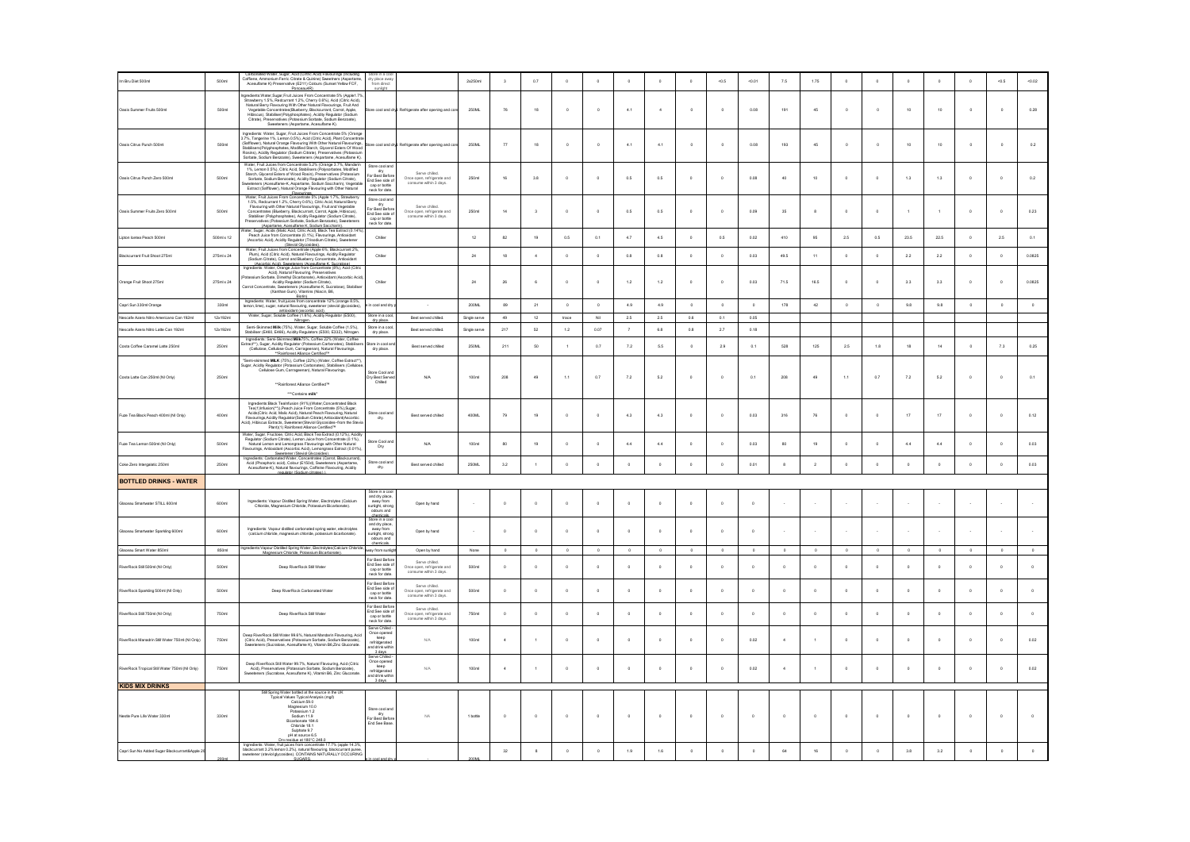| | | | | | | | | | | | | | | | | | | | | | | | | | |
|---|---|---|---|---|---|---|---|---|---|---|---|---|---|---|---|---|---|---|---|---|---|---|---|---|---|
| Irn Bru Diet 500ml | 500ml | Carbonated Water, Sugar, Acid (Citric Acid) Flavourings (including Caffeine, Ammonium Ferric Citrate & Quinine) Sweeteners (Aspartame, Acesulfame K) Preservative (E211) Colours (Sunset Yellow FCF, Ponceau4R) | Store in a cool dry place away from direct sunlight | | 2x250ml | 3 | 0.7 | 0 | 0 | 0 | 0 | 0 | <0.5 | <0.01 | 7.5 | 1.75 | 0 | 0 | 0 | 0 | 0 | <0.5 | <0.02 |
| Oasis Summer Fruits 500ml | 500ml | Ingredients Water,Sugar,Fruit Juices From Concentrate 5% (Apple1.7%, Strawberry 1.5%, Redcurrant 1.2%, Cherry 0.6%), Acid (Citric Acid), Natural Berry Flavouring With Other Natural Flavourings, Fruit And Vegetable Concentrates(Blueberry, Blackcurrant, Carrot, Apple, Hibiscus), Stabiliser(Polyphosphates), Acidity Regulator (Sodium Citrate), Preservatives (Potassium Sorbate, Sodium Benzoate), Sweeteners (Aspartame, Acesulfame K). | Store cool and dry. Refrigerate after opening and cons | | 250ML | 76 | 18 | 0 | 0 | 4.1 | 4 | 0 | 0 | 0.08 | 191 | 45 | 0 | 0 | 10 | 10 | 0 | 0 | 0.28 |
| Oasis Citrus Punch 500ml | 500ml | Ingredients: Water, Sugar, Fruit Juices From Concentrate 5% (Orange 3.7%, Tangerine 1%, Lemon 0.5%), Acid (Citric Acid), Plant Concentrate (Safflower), Natural Orange Flavouring With Other Natural Flavourings, Stabilisers(Polyphosphates, Modified Starch, Glycerol Esters Of Wood Rosins), Acidity Regulator (Sodium Citrate), Preservatives (Potassium Sorbate, Sodium Benzoate), Sweeteners (Aspartame, Acesulfame K). | Store cool and dry. Refrigerate after opening and cons | | 250ML | 77 | 18 | 0 | 0 | 4.1 | 4.1 | 0 | 0 | 0.08 | 193 | 45 | 0 | 0 | 10 | 10 | 0 | 0 | 0.2 |
| Oasis Citrus Punch Zero 500ml | 500ml | Water, Fruit Juices from Concentrate 5.2% (Orange 3.7%, Mandarin 1%, Lemon 0.5%), Citric Acid, Stabilisers (Polysorbates, Modified Starch, Glycerol Esters of Wood Rosin), Preservatives (Potassium Sorbate, Sodium Benzoate), Acidity Regulator (Sodium Citrate), Sweeteners (Acesulfame-K, Aspartame, Sodium Saccharin), Vegetable Extract (Safflower), Natural Orange Flavouring with Other Natural Flavourings | Store cool and dry. For Best Before End See side of cap or bottle neck for date. | Serve chilled. Once open, refrigerate and consume within 3 days. | 250ml | 16 | 3.8 | 0 | 0 | 0.5 | 0.5 | 0 | 0 | 0.08 | 40 | 10 | 0 | 0 | 1.3 | 1.3 | 0 | 0 | 0.2 |
| Oasis Summer Fruits Zero 500ml | 500ml | Water, Fruit Juices From Concentrate 5% (Apple 1.7%, Strawberry 1.5%, Redcurrant 1.2%, Cherry 0.6%), Citric Acid, Natural Berry Flavouring with Other Natural Flavourings, Fruit and Vegetable Concentrates (Blueberry, Blackcurrant, Carrot, Apple, Hibiscus), Stabiliser (Polyphosphates), Acidity Regulator (Sodium Citrate), Preservatives (Potassium Sorbate, Sodium Benzoate), Sweeteners (Aspartame, Acesulfame K, Sodium Saccharin). | Store cool and dry. For Best Before End See side of cap or bottle neck for date. | Serve chilled. Once open, refrigerate and consume within 3 days. | 250ml | 14 | 3 | 0 | 0 | 0.5 | 0.5 | 0 | 0 | 0.09 | 35 | 8 | 0 | 0 | 1 | 1 | 0 | 0 | 0.23 |
| Lipton Icetea Peach 500ml | 500ml x 12 | Water, Sugar, Acids (Malic Acid, Citric Acid), Black Tea Extract (0.14%), Peach Juice from Concentrate (0.1%), Flavourings, Antioxidant (Ascorbic Acid), Acidity Regulator (Trisodium Citrate), Sweetener (Steviol Glycosides). | Chiller | | 12 | 82 | 19 | 0.5 | 0.1 | 4.7 | 4.5 | 0 | 0.5 | 0.02 | 410 | 95 | 2.5 | 0.5 | 23.5 | 22.5 | 0 | 2.5 | 0.1 |
| Blackcurrant Fruit Shoot 275ml | 275ml x 24 | Water, Fruit Juices from Concentrate (Apple 6%, Blackcurrant 2%, Plum), Acid (Citric Acid), Natural Flavourings, Acidity Regulator (Sodium Citrate), Carrot and Blueberry Concentrate, Antioxidant (Ascorbic Acid), Sweeteners (Acesulfame K, Sucralose) | Chiller | | 24 | 18 | 4 | 0 | 0 | 0.8 | 0.8 | 0 | 0 | 0.03 | 49.5 | 11 | 0 | 0 | 2.2 | 2.2 | 0 | 0 | 0.0825 |
| Orange Fruit Shoot 275ml | 275ml x 24 | Ingredients: Water, Orange Juice from Concentrate (8%), Acid (Citric Acid), Natural Flavouring, Preservatives (Potassium Sorbate, Dimethyl Dicarbonate), Antioxidant (Ascorbic Acid), Acidity Regulator (Sodium Citrate), Carrot Concentrate, Sweeteners (Acesulfame K, Sucralose), Stabiliser (Xanthan Gum), Vitamins (Niacin, B6, Biotin). | Chiller | | 24 | 26 | 6 | 0 | 0 | 1.2 | 1.2 | 0 | 0 | 0.03 | 71.5 | 16.5 | 0 | 0 | 3.3 | 3.3 | 0 | 0 | 0.0825 |
| Capri Sun 330ml Orange | 330ml | Ingredients: Water, fruit juices from concentrate 12% (orange 8.5%, lemon, lime), sugar, natural flavouring, sweetener (steviol glycosides), antioxidant (ascorbic acid). | e in cool and dry p | - | 200ML | 89 | 21 | 0 | 0 | 4.9 | 4.9 | 0 | 0 | 0 | 178 | 42 | 0 | 0 | 9.8 | 9.8 | 0 | 0 | 0 |
| Nescafe Azera Nitro Americano Can 192ml | 12x192ml | Water, Sugar, Soluble Coffee (1.6%), Acidity Regulator (E500), Nitrogen. | Store in a cool, dry place. | Best served chilled. | Single serve | 49 | 12 | trace | Nil | 2.5 | 2.5 | 0.8 | 0.1 | 0.05 | | | | | | | | | |
| Nescafe Azera Nitro Latte Can 192ml | 12x192ml | Semi-Skimmed **Milk** (75%), Water, Sugar, Soluble Coffee (1.5%), Stabiliser (E460, E466), Acidity Regulators (E500, E332), Nitrogen. | Store in a cool, dry place. | Best served chilled. | Single serve | 217 | 52 | 1.2 | 0.07 | 7 | 6.8 | 0.8 | 2.7 | 0.18 | | | | | | | | | |
| Costa Coffee Caramel Latte 250ml | 250ml | Ingredients: Semi-Skimmed **Milk** 75%, Coffee 22% (Water, Coffee Extract**), Sugar, Acidity Regulator (Potassium Carbonates), Stabilisers (Cellulose, Cellulose Gum, Carrageenan), Natural Flavourings. **Rainforest Alliance Certified™ | Store in cool and dry place. | Best served chilled | 250ML | 211 | 50 | 1 | 0.7 | 7.2 | 5.5 | 0 | 2.9 | 0.1 | 528 | 125 | 2.5 | 1.8 | 18 | 14 | 0 | 7.3 | 0.25 |
| Costa Latte Can 250ml (NI Only) | 250ml | "Semi-skimmed **MILK** (75%), Coffee (22%) (Water, Coffee Extract**), Sugar, Acidity Regulator (Potassium Carbonates), Stabilisers (Cellulose, Cellulose Gum, Carrageenan), Natural Flavourings. **Rainforest Alliance Certified™ ***Contains **milk**" | Store Cool and Dry Best Served Chilled | N/A | 100ml | 208 | 49 | 1.1 | 0.7 | 7.2 | 5.2 | 0 | 0 | 0.1 | 208 | 49 | 1.1 | 0.7 | 7.2 | 5.2 | 0 | 0 | 0.1 |
| Fuze Tea Black Peach 400ml (NI Only) | 400ml | Ingredients Black TeaInfusion (91%)(Water,Concentrated Black Tea(1)Infusion(**)),Peach Juice From Concentrate (5%),Sugar, Acids(Citric Acid, Malic Acid), Natural Peach Flavouring, Natural Flavourings,Acidity Regulator(Sodium Citrate),Antioxidant(Ascorbic Acid), Hibiscus Extracts, Sweetener(Steviol Glycosides-from the Stevia Plant)(1) Rainforest Alliance Certified™ | Store cool and dry. | Best served chilled | 400ML | 79 | 19 | 0 | 0 | 4.3 | 4.3 | 0 | 0 | 0.03 | 316 | 76 | 0 | 0 | 17 | 17 | 0 | 0 | 0.12 |
| Fuze Tea Lemon 500ml (NI Only) | 500ml | Water, Sugar, Fructose, Citric Acid,Black Tea Extract (0.12%), Acidity Regulator (Sodium Citrate), Lemon Juice from Concentrate (0.1%), Natural Lemon and Lemongrass Flavourings with Other Natural Flavourings, Antioxidant (Ascorbic Acid), Lemongrass Extract (0.01%), Sweetener (Steviol Glycosides) | Store Cool and Dry | N/A | 100ml | 80 | 19 | 0 | 0 | 4.4 | 4.4 | 0 | 0 | 0.03 | 80 | 19 | 0 | 0 | 4.4 | 4.4 | 0 | 0 | 0.03 |
| Coke Zero Intergalatic 250ml | 250ml | Ingredients: Carbonated Water, Concentrates (Carrot, Blackcurrant), Acid (Phosphoric acid), Colour (E150d), Sweeteners (Aspartame, Acesulfame-K), Natural flavourings, Caffeine Flavouring, Acidity regulator (Sodium citrates) | Store cool and dry. | Best served chilled | 250ML | 3.2 | 1 | 0 | 0 | 0 | 0 | 0 | 0 | 0.01 | 8 | 2 | 0 | 0 | 0 | 0 | 0 | 0 | 0.03 |
| **BOTTLED DRINKS - WATER** | | | | | | | | | | | | | | | | | | | | | | | |
| Glaceau Smartwater STILL 600ml | 600ml | Ingredients: Vapour Distilled Spring Water, Electrolytes (Calcium Chloride, Magnesium Chloride, Potassium Bicarbonate). | Store in a cool and dry place, away from sunlight, strong odours and chemicals. | Open by hand | - | 0 | 0 | 0 | 0 | 0 | 0 | 0 | 0 | 0 | - | - | - | - | - | - | - | - | - |
| Glaceau Smartwater Sparkling 600ml | 600ml | Ingredients: Vapour distilled carbonated spring water, electrolytes (calcium chloride, magnesium chloride, potassium bicarbonate). | Store in a cool and dry place, away from sunlight, strong odours and chemicals. | Open by hand | - | 0 | 0 | 0 | 0 | 0 | 0 | 0 | 0 | 0 | - | - | - | - | - | - | - | - | - |
| Glaceau Smart Water 850ml | 850ml | Ingredients:Vapour Distilled Spring Water, Electrolytes(Calcium Chloride, Magnesium Chloride, Potassium Bicarbonate). | away from sunlight | Open by hand | None | 0 | 0 | 0 | 0 | 0 | 0 | 0 | 0 | 0 | 0 | 0 | 0 | 0 | 0 | 0 | 0 | 0 | 0 |
| RiverRock Still 500ml (NI Only) | 500ml | Deep RiverRock Still Water | For Best Before End See side of cap or bottle neck for date. | Serve chilled. Once open, refrigerate and consume within 3 days. | 500ml | 0 | 0 | 0 | 0 | 0 | 0 | 0 | 0 | 0 | 0 | 0 | 0 | 0 | 0 | 0 | 0 | 0 | 0 |
| RiverRock Sparkling 500ml (NI Only) | 500ml | Deep RiverRock Carbonated Water | For Best Before End See side of cap or bottle neck for date. | Serve chilled. Once open, refrigerate and consume within 3 days. | 500ml | 0 | 0 | 0 | 0 | 0 | 0 | 0 | 0 | 0 | 0 | 0 | 0 | 0 | 0 | 0 | 0 | 0 | 0 |
| RiverRock Still 750ml (NI Only) | 750ml | Deep RiverRock Still Water | For Best Before End See side of cap or bottle neck for date. | Serve chilled. Once open, refrigerate and consume within 3 days. | 750ml | 0 | 0 | 0 | 0 | 0 | 0 | 0 | 0 | 0 | 0 | 0 | 0 | 0 | 0 | 0 | 0 | 0 | 0 |
| RiverRock Manadrin Still Water 750ml (NI Only) | 750ml | Deep RiverRock Still Water 99.6%, Natural Mandarin Flavouring, Acid (Citric Acid), Preservatives (Potassium Sorbate, Sodium Benzoate), Sweeteners (Sucralose, Acesulfame K), Vitamin B6,Zinc Gluconate. | Serve Chilled - Once opened keep refridgerated and drink within 3 days | N/A | 100ml | 4 | 1 | 0 | 0 | 0 | 0 | 0 | 0 | 0.02 | 4 | 1 | 0 | 0 | 0 | 0 | 0 | 0 | 0.02 |
| RiverRock Tropical Still Water 750ml (NI Only) | 750ml | Deep RiverRock Still Water 99.7%, Natural Flavouring, Acid (Citric Acid), Preservatives (Potassium Sorbate, Sodium Benzoate), Sweeteners (Sucralose, Acesulfame K), Vitamin B6, Zinc Gluconate. | Serve Chilled - Once opened keep refridgerated and drink within 3 days | N/A | 100ml | 4 | 1 | 0 | 0 | 0 | 0 | 0 | 0 | 0.02 | 4 | 1 | 0 | 0 | 0 | 0 | 0 | 0 | 0.02 |
| **KIDS MIX DRINKS** | | | | | | | | | | | | | | | | | | | | | | | |
| Nestle Pure Life Water 330ml | 330ml | Still Spring Water bottled at the source in the UK Typical Values Typical Analysis (mg/l) Calcium 59.0 Magnesium 10.0 Potassium 1.2 Sodium 11.9 Bicarbonate 184.6 Chloride 18.1 Sulphate 9.7 pH at source 6.5 Dry residue at 180°C 248.0 | Store cool and dry. For Best Before End See Base. | N/A | 1 bottle | 0 | 0 | 0 | 0 | 0 | 0 | 0 | 0 | 0 | 0 | 0 | 0 | 0 | 0 | 0 | 0 | 0 | 0 |
| Capri Sun No Added Sugar Blackcurrant&Apple 200ml | 200ml | Ingredients: Water, fruit juices from concentrate 17.7% (apple 14.3%, blackcurrant 3.2% lemon 0.2%), natural flavouring, blackcurrant puree, sweetener (steviol glycosides). CONTAINS NATURALLY OCCURING SUGARS. | e in cool and dry p | - | 200ML | 32 | 8 | 0 | 0 | 1.9 | 1.6 | 0 | 0 | 0 | 64 | 16 | 0 | 0 | 3.8 | 3.2 | 0 | 0 | 0 |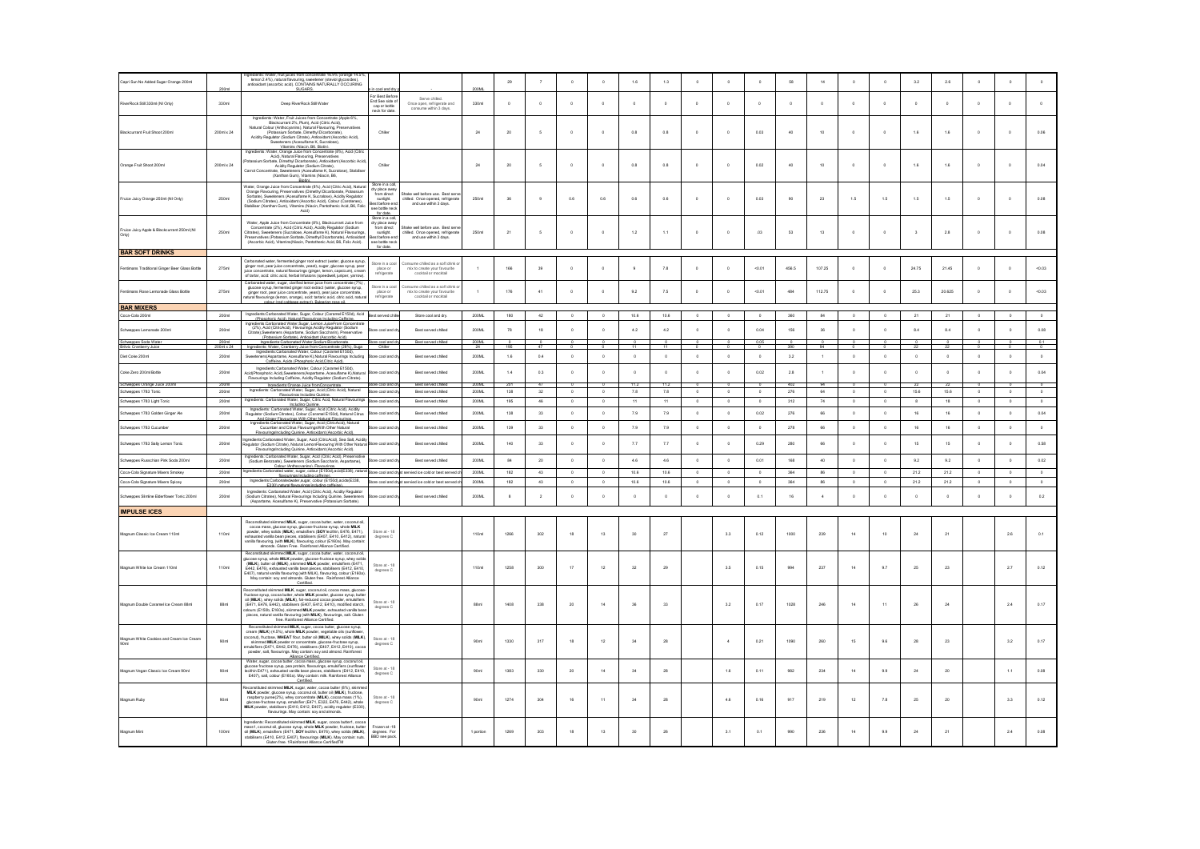| Capri Sun No Added Sugar Orange 200ml | 200ml | Ingredients: Water, fruit juices from concentrate 16.5% (orange 14.5%, lemon 2.4%), natural flavouring, sweetener (steviol glycosides), antioxidant (ascorbic acid). CONTAINS NATURALLY OCCURRING SUGARS. | In cool and dry | - | 200ML | 29 | 7 | 0 | 0 | 1.6 | 1.3 | 0 | 0 | 0 | 58 | 14 | 0 | 0 | 3.2 | 2.6 | 0 | 0 | 0 |
|---|---|---|---|---|---|---|---|---|---|---|---|---|---|---|---|---|---|---|---|---|---|---|---|
| RiverRock Still 330ml (NI Only) | 330ml | Deep RiverRock Still Water | For Best Before End See side of cap or bottle neck for date. | Serve chilled. Once open, refrigerate and consume within 3 days. | 330ml | 0 | 0 | 0 | 0 | 0 | 0 | 0 | 0 | 0 | 0 | 0 | 0 | 0 | 0 | 0 | 0 | 0 | 0 |
| Blackcurrant Fruit Shoot 200ml | 200ml x 24 | Ingredients: Water, Fruit Juices from Concentrate (Apple 6%, Blackcurrant 2%, Plum), Acid (Citric Acid), Natural Colour (Anthocyanins), Natural Flavouring, Preservatives (Potassium Sorbate, Dimethyl Dicarbonate), Acidity Regulator (Sodium Citrate), Antioxidant (Ascorbic Acid), Sweeteners (Acesulfame K, Sucralose), Vitamins (Niacin, B6, Biotin). | Chiller | | 24 | 20 | 5 | 0 | 0 | 0.8 | 0.8 | 0 | 0 | 0.03 | 40 | 10 | 0 | 0 | 1.6 | 1.6 | 0 | 0 | 0.06 |
| Orange Fruit Shoot 200ml | 200ml x 24 | Ingredients: Water, Orange Juice from Concentrate (8%), Acid (Citric Acid), Natural Flavouring, Preservatives (Potassium Sorbate, Dimethyl Dicarbonate), Antioxidant (Ascorbic Acid), Acidity Regulator (Sodium Citrate), Carrot Concentrate, Sweeteners (Acesulfame K, Sucralose), Stabiliser (Xanthan Gum), Vitamins (Niacin, B6, Biotin). | Chiller | | 24 | 20 | 5 | 0 | 0 | 0.8 | 0.8 | 0 | 0 | 0.02 | 40 | 10 | 0 | 0 | 1.6 | 1.6 | 0 | 0 | 0.04 |
| Fruice Juicy Orange 250ml (NI Only) | 250ml | Water, Orange Juice from Concentrate (8%), Acid (Citric Acid), Natural Orange Flavouring, Preservatives (Dimethyl Dicarbonate, Potassium Sorbate), Sweeteners (Acesulfame K, Sucralose), Acidity Regulator (Sodium Citrates), Antioxidant (Ascorbic Acid), Colour (Carotenes), Stabiliser (Xanthan Gum), Vitamins (Niacin, Pantothenic Acid, B6, Folic Acid). | Store in a cool, dry place away from direct sunlight. Best before end see bottle neck for date. | Shake well before use. Best served chilled. Once opened, refrigerate and use within 3 days. | 250ml | 36 | 9 | 0.6 | 0.6 | 0.6 | 0.6 | 0 | 0 | 0.03 | 90 | 23 | 1.5 | 1.5 | 1.5 | 1.5 | 0 | 0 | 0.08 |
| Fruice Juicy Apple & Blackcurrant 250ml (NI Only) | 250ml | Water, Apple Juice from Concentrate (8%), Blackcurrant Juice from Concentrate (2%), Acid (Citric Acid), Acidity Regulator (Sodium Citrates), Sweeteners (Sucralose, Acesulfame K), Natural Flavourings, Preservatives (Potassium Sorbate, Dimethyl Dicarbonate), Antioxidant (Ascorbic Acid), Vitamins (Niacin, Pantothenic Acid, B6, Folic Acid). | Store in a cool, dry place away from direct sunlight. Best before end see bottle neck for date. | Shake well before use. Best served chilled. Once opened, refrigerate and use within 3 days. | 250ml | 21 | 5 | 0 | 0 | 1.2 | 1.1 | 0 | 0 | .03 | 53 | 13 | 0 | 0 | 3 | 2.8 | 0 | 0 | 0.08 |
| **BAR SOFT DRINKS** | | | | | | | | | | | | | | | | | | | | | | | |
| Fentimans Traditional Ginger Beer Glass Bottle | 275ml | Carbonated water, fermented ginger root extract (water, glucose syrup, ginger root, pear juice concentrate, yeast), sugar, glucose syrup, pear juice concentrate, natural flavourings (ginger, lemon, capsicum), cream of tartar, acid: citric acid, herbal infusions (speedwell, juniper, yarrow). | Store in a cool place or refrigerate | Consume chilled as a soft drink or mix to create your favourite cocktail or mocktail | 1 | 166 | 39 | 0 | 0 | 9 | 7.8 | 0 | 0 | <0.01 | 456.5 | 107.25 | 0 | 0 | 24.75 | 21.45 | 0 | 0 | <0.03 |
| Fentimans Rose Lemonade Glass Bottle | 275ml | Carbonated water, sugar, clarified lemon juice from concentrate (7%), glucose syrup, fermented ginger root extract (water, glucose syrup, ginger root, pear juice concentrate, yeast), pear juice concentrate, natural flavourings (lemon, orange), acid: tartaric acid, citric acid, natural colour (red cabbage extract), Bulgarian rose oil. | Store in a cool place or refrigerate | Consume chilled as a soft drink or mix to create your favourite cocktail or mocktail | 1 | 176 | 41 | 0 | 0 | 9.2 | 7.5 | 0 | 0 | <0.01 | 484 | 112.75 | 0 | 0 | 25.3 | 20.625 | 0 | 0 | <0.03 |
| **BAR MIXERS** | | | | | | | | | | | | | | | | | | | | | | | |
| Coca-Cola 200ml | 200ml | Ingredients:Carbonated Water, Sugar, Colour (Caramel E150d), Acid (Phosphoric Acid), Natural Flavourings including Caffeine. | Best served chilled | Store cool and dry. | 200ML | 180 | 42 | 0 | 0 | 10.6 | 10.6 | 0 | 0 | 0 | 360 | 84 | 0 | 0 | 21 | 21 | 0 | 0 | 0 |
| Schweppes Lemonade 200ml | 200ml | Ingredients:Carbonated Water, Sugar, Lemon Juice From Concentrate (2%), Acid (CitricAcid), Flavourings Acidity Regulator (Sodium Citrate),Sweeteners (Aspartame, Sodium Saccharin), Preservative (Potassium Sorbate), Antioxidant (Ascorbic Acid). | Store cool and dry | Best served chilled | 200ML | 78 | 18 | 0 | 0 | 4.2 | 4.2 | 0 | 0 | 0.04 | 156 | 36 | 0 | 0 | 8.4 | 8.4 | 0 | 0 | 0.08 |
| Schweppes Soda Water | 200ml | Ingredients:Carbonated Water,Sodium Bicarbonate | Store cool and dry | Best served chilled | 200ML | 0 | 0 | 0 | 0 | 0 | 0 | 0 | 0 | 0.05 | 0 | 0 | 0 | 0 | 0 | 0 | 0 | 0 | 0.1 |
| Britvic Cranberry Juice | 200ml x 24 | Ingredients: Water, Cranberry Juice from Concentrate (25%), Sugar | Chiller | | 24 | 195 | 47 | 0 | 0 | 11 | 11 | 0 | 0 | 0 | 390 | 94 | 0 | 0 | 22 | 22 | 0 | 0 | 0 |
| Diet Coke 200ml | 200ml | Ingredients:Carbonated Water, Colour (Caramel E150d), Sweeteners(Aspartame, Acesulfame K),Natural Flavourings Including Caffeine, Acids (Phosphoric Acid,Citric Acid). | Store cool and dry | Best served chilled | 200ML | 1.6 | 0.4 | 0 | 0 | 0 | 0 | 0 | 0 | 0 | 3.2 | 1 | 0 | 0 | 0 | 0 | 0 | 0 | 0 |
| Coke Zero 200ml Bottle | 200ml | Ingredients:Carbonated Water, Colour (Caramel E150d), Acid(Phosphoric Acid),Sweeteners(Aspartame, Acesulfame K),Natural Flavourings Including Caffeine, Acidity Regulator (Sodium Citrate). | Store cool and dry | Best served chilled | 200ML | 1.4 | 0.3 | 0 | 0 | 0 | 0 | 0 | 0 | 0.02 | 2.8 | 1 | 0 | 0 | 0 | 0 | 0 | 0 | 0.04 |
| Schweppes Orange Juice 200ml | 200ml | Ingredients:Orange Juice from Concentrate. | Store cool and dry | Best served chilled | 200ML | 201 | 47 | 0 | 0 | 11.2 | 11.2 | 0 | 0 | 0 | 402 | 94 | 0 | 0 | 22 | 22 | 0 | 0 | 0 |
| Schweppes 1783 Tonic | 200ml | Ingredients: Carbonated Water, Sugar, Acid (Citric Acid), Natural Flavourings Including Quinine. | Store cool and dry | Best served chilled | 200ML | 138 | 32 | 0 | 0 | 7.8 | 7.8 | 0 | 0 | 0 | 276 | 64 | 0 | 0 | 15.6 | 15.6 | 0 | 0 | 0 |
| Schweppes 1783 Light Tonic | 200ml | Ingredients: Carbonated Water, Sugar, Citric Acid, Natural Flavourings including Quinine. | Store cool and dry | Best served chilled | 200ML | 165 | 46 | 0 | 0 | 11 | 11 | 0 | 0 | 0 | 312 | 74 | 0 | 0 | 8 | 18 | 0 | 0 | 0 |
| Schweppes 1783 Golden Ginger Ale | 200ml | Ingredients: Carbonated Water, Sugar, Acid (Citric Acid), Acidity Regulator (Sodium Citrates), Colour (Caramel E150d), Natural Citrus And Ginger Flavourings With Other Natural Flavourings. | Store cool and dry | Best served chilled | 200ML | 138 | 33 | 0 | 0 | 7.8 | 7.9 | 0 | 0 | 0.02 | 276 | 66 | 0 | 0 | 16 | 16 | 0 | 0 | 0.04 |
| Schweppes 1783 Cucumber | 200ml | Ingredients:Carbonated Water, Sugar, Acid (CitricAcid), Natural Cucumber and Citrus FlavouringsWith Other Natural FlavouringsIncluding Quinine, Antioxidant (Ascorbic Acid). | Store cool and dry | Best served chilled | 200ML | 139 | 33 | 0 | 0 | 7.9 | 7.9 | 0 | 0 | 0 | 278 | 66 | 0 | 0 | 16 | 16 | 0 | 0 | 0 |
| Schweppes 1783 Salty Lemon Tonic | 200ml | Ingredients:Carbonated Water, Sugar, Acid (Citric Acid); Sea Salt, Acidity Regulator (Sodium Citrate); Natural LemonFlavouring With Other Natural FlavouringsIncluding Quinine, Antioxidant (Ascorbic Acid). | Store cool and dry | Best served chilled | 200ML | 140 | 33 | 0 | 0 | 7.7 | 7.7 | 0 | 0 | 0.29 | 280 | 66 | 0 | 0 | 15 | 15 | 0 | 0 | 0.58 |
| Schweppes Russchian Pink Soda 200ml | 200ml | Ingredients: Carbonated Water, Sugar, Acid (Citric Acid), Preservative (Sodium Benzoate), Sweeteners (Sodium Saccharin, Aspartame), Colour (Anthocyanins), Flavourings. | Store cool and dry | Best served chilled | 200ML | 84 | 20 | 0 | 0 | 4.6 | 4.6 | 0 | 0 | 0.01 | 168 | 40 | 0 | 0 | 9.2 | 9.2 | 0 | 0 | 0.02 |
| Coca-Cola Signature Mixers Smokey | 200ml | Ingredients:Carbonated water, sugar, colour (E150d),acid(E338), natural flavourings including caffeine). | Store cool and dry | Best served ice cold or best served chilled | 200ML | 182 | 43 | 0 | 0 | 10.6 | 10.6 | 0 | 0 | 0 | 364 | 86 | 0 | 0 | 21.2 | 21.2 | 0 | 0 | 0 |
| Coca-Cola Signature Mixers Spicy | 200ml | Ingredients:Carbonatedwater,sugar, colour (E150d),acid(E338 E330),natural flavourings(including caffeine). | Store cool and dry | Best served ice cold or best served chilled | 200ML | 182 | 43 | 0 | 0 | 10.6 | 10.6 | 0 | 0 | 0 | 364 | 86 | 0 | 0 | 21.2 | 21.2 | 0 | 0 | 0 |
| Schweppes Slimline Elderflower Tonic 200ml | 200ml | Ingredients: Carbonated Water, Acid (Citric Acid), Acidity Regulator (Sodium Citrates), Natural Flavourings Including Quinine, Sweeteners (Aspartame, Acesulfame K), Preservative (Potassium Sorbate). | Store cool and dry | Best served chilled | 200ML | 8 | 2 | 0 | 0 | 0 | 0 | 0 | 0 | 0.1 | 16 | 4 | 0 | 0 | 0 | 0 | 0 | 0 | 0.2 |
| **IMPULSE ICES** | | | | | | | | | | | | | | | | | | | | | | | |
| Magnum Classic Ice Cream 110ml | 110ml | Reconstituted skimmed **MILK**, sugar, cocoa butter, water, coconut oil, cocoa mass, glucose syrup, glucose-fructose syrup, whole **MILK** powder, whey solids (**MILK**), emulsifiers (**SOY** lecithin, E476, E471), exhausted vanilla bean pieces, stabilisers (E407, E410, E412), natural vanilla flavouring (with **MILK**), flavouring, colour (E160a). May contain almonds. Gluten Free. Rainforest Alliance Certified. | Store at - 18 degrees C | | 110ml | 1266 | 302 | 18 | 13 | 30 | 27 | | 3.3 | 0.12 | 1000 | 239 | 14 | 10 | 24 | 21 | | 2.6 | 0.1 |
| Magnum White Ice Cream 110ml | 110ml | Reconstituted skimmed **MILK**, sugar, cocoa butter, water, coconut oil, glucose syrup, whole **MILK** powder, glucose-fructose syrup, whey solids (**MILK**), butter oil (**MILK**), skimmed **MILK** powder, emulsifiers (E471, E442, E476), exhausted vanilla bean pieces, stabilisers (E412, E410, E407), natural vanilla flavouring (with MILK), flavouring, colour (E160a). May contain: soy and almonds. Gluten free. Rainforest Alliance Certified. | Store at - 18 degrees C | | 110ml | 1258 | 300 | 17 | 12 | 32 | 29 | | 3.5 | 0.15 | 994 | 237 | 14 | 9.7 | 25 | 23 | | 2.7 | 0.12 |
| Magnum Double Caramel Ice Cream 88ml | 88ml | Reconstituted skimmed **MILK**, sugar, coconut oil, cocoa mass, glucose-fructose syrup, cocoa butter, whole **MILK** powder, glucose syrup, butter oil (**MILK**), whey solids (**MILK**), fat-reduced cocoa powder, emulsifiers (E471, E476, E442), stabilisers (E407, E412, E410), modified starch, colours (E150b, E160a), skimmed **MILK** powder, exhausted vanilla bean pieces, natural vanilla flavouring (with **MILK**), flavourings, salt. Gluten free. Rainforest Alliance Certified. | Store at - 18 degrees C | | 88ml | 1405 | 338 | 20 | 14 | 36 | 33 | | 3.2 | 0.17 | 1026 | 246 | 14 | 11 | 26 | 24 | | 2.4 | 0.17 |
| Magnum White Cookies and Cream Ice Cream 90ml | 90ml | Reconstituted skimmed **MILK**, sugar, cocoa butter, glucose syrup, cream (**MILK**) (4.5%), whole **MILK** powder, vegetable oils (sunflower, coconut), fructose, **WHEAT** flour, butter oil (**MILK**), whey solids (**MILK**), skimmed **MILK** powder or concentrate, glucose-fructose syrup, emulsifiers (E471, E442, E476), stabilisers (E407, E412, E410), cocoa powder, salt, flavourings. May contain: soy and almond. Rainforest Alliance Certified. | Store at - 18 degrees C | | 90ml | 1330 | 317 | 18 | 12 | 34 | 28 | | 4 | 0.21 | 1090 | 260 | 15 | 9.6 | 28 | 23 | | 3.2 | 0.17 |
| Magnum Vegan Classic Ice Cream 90ml | 90ml | Water, sugar, cocoa butter, cocoa mass, glucose syrup, coconut oil, glucose-fructose syrup, pea protein, flavourings, emulsifiers (sunflower lecithin E471), exhausted vanilla bean pieces, stabilisers (E412, E410, E407), salt, colour (E160a). May contain: milk. Rainforest Alliance Certified. | Store at - 18 degrees C | | 90ml | 1383 | 330 | 20 | 14 | 34 | 28 | | 1.6 | 0.11 | 982 | 234 | 14 | 9.9 | 24 | 20 | | 1.1 | 0.08 |
| Magnum Ruby | 90ml | Reconstituted skimmed **MILK**, sugar, water, cocoa butter (8%), skimmed **MILK** powder, glucose syrup, coconut oil, butter oil (**MILK**), fructose, raspberry puree(2%), whey concentrate (**MILK**), cocoa mass (1%), glucose-fructose syrup, emulsifier (E471, E322, E476, E442), whole **MILK** powder, stabilisers (E410, E412, E407), acidity regulator (E330), flavourings. May contain: soy and almonds. | Store at - 18 degrees C | | 90ml | 1274 | 304 | 16 | 11 | 34 | 28 | | 4.6 | 0.16 | 917 | 219 | 12 | 7.8 | 25 | 20 | | 3.3 | 0.12 |
| Magnum Mini | 100ml | Ingredients: Reconstituted skimmed **MILK**, sugar, cocoa butter†, cocoa mass†, coconut oil, glucose syrup, whole **MILK** powder, fructose, butter oil (**MILK**), emulsifiers (E471, **SOY** lecithin, E476), whey solids (**MILK**), stabilisers (E410, E412, E407), flavourings (**MILK**). May contain: nuts. Gluten free. †Rainforest Alliance CertifiedTM | Frozen at -18 degrees. For BBD see pack. | | 1 portion | 1269 | 303 | 18 | 13 | 30 | 26 | | 3.1 | 0.1 | 990 | 236 | 14 | 9.9 | 24 | 21 | | 2.4 | 0.08 |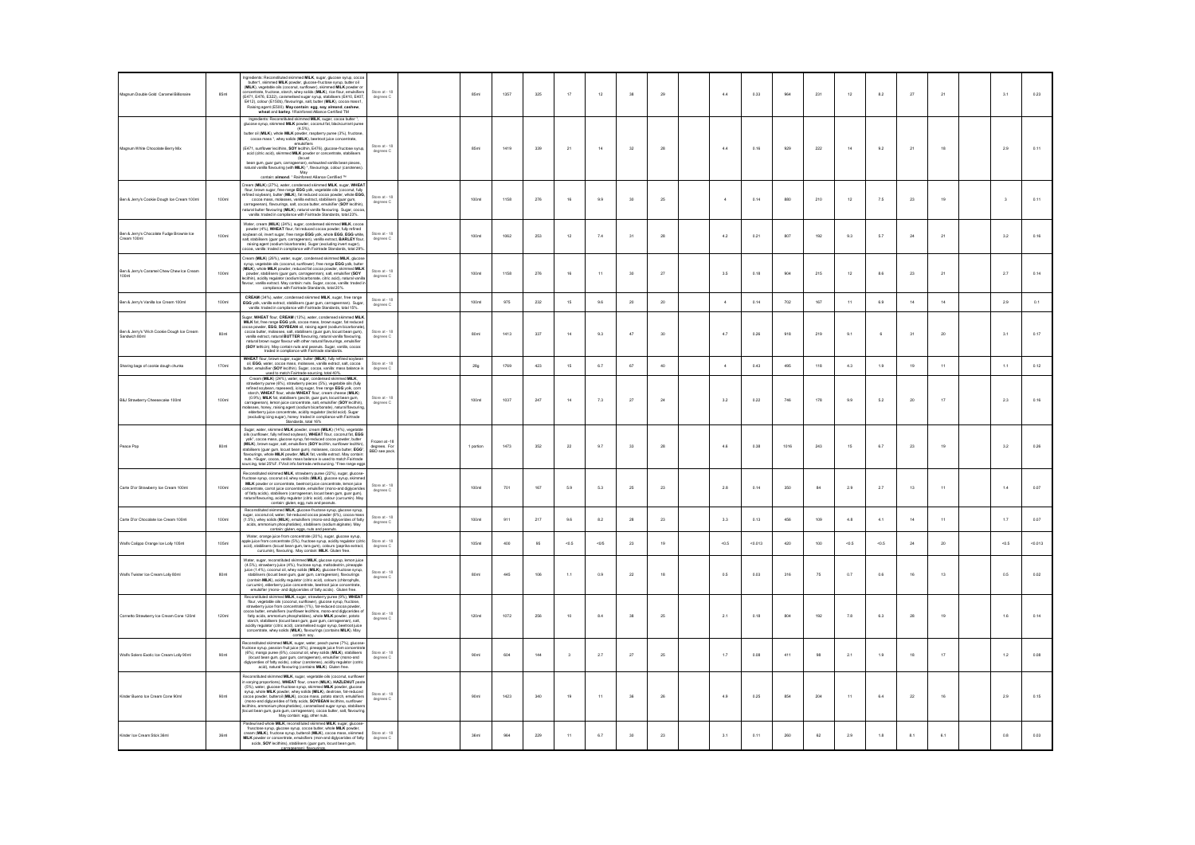| Magnum Double Gold Caramel Billionaire | 85ml | Ingredients: Reconstituted skimmed **MILK**, sugar, glucose syrup, cocoa butter1, skimmed **MILK** powder, glucose-fructose syrup, butter oil (**MILK**), vegetable oils (coconut, sunflower), skimmed **MILK** powder or concentrate, fructose, starch, whey solids (**MILK**), rice flour, emulsifiers (E471, E476, E322), caramelised sugar syrup, stabilisers (E410, E407, E412), colour (E150b), flavourings, salt, butter (**MILK**), cocoa mass1, Raising agent (E500). **May contain: egg, soy, almond, cashew, wheat and barley.** 1Rainforest Alliance Certified TM | Store at - 18 degrees C | | 85ml | 1357 | 325 | 17 | 12 | 38 | 29 | | 4.4 | 0.33 | 964 | 231 | 12 | 8.2 | 27 | 21 | | 3.1 | 0.23 |
|---|---|---|---|---|---|---|---|---|---|---|---|---|---|---|---|---|---|---|---|---|---|---|---|
| Magnum White Chocolate Berry Mix | 85ml | Ingredients: Reconstituted skimmed **MILK**, sugar, cocoa butter 1, glucose syrup, skimmed **MILK** powder, coconut fat, blackcurrant puree (4.5%), butter oil (**MILK**), whole **MILK** powder, raspberry puree (3%), fructose, cocoa mass 1, whey solids (**MILK**), beetroot juice concentrate, emulsifiers (E471, sunflower lecithins, **SOY** lecithin, E476), glucose-fructose syrup, acid (citric acid), skimmed **MILK** powder or concentrate, stabilisers (locust bean gum, guar gum, carrageenan), exhausted vanilla bean pieces, natural vanilla flavouring (with **MILK**) 1, flavourings, colour (carotenes). May contain: **almond**. 1 Rainforest Alliance Certified ™ | Store at - 18 degrees C | | 85ml | 1419 | 339 | 21 | 14 | 32 | 28 | | 4.4 | 0.16 | 929 | 222 | 14 | 9.2 | 21 | 18 | | 2.9 | 0.11 |
| Ben & Jerry's Cookie Dough Ice Cream 100ml | 100ml | Cream (**MILK**) (27%), water, condensed skimmed **MILK**, sugar, **WHEAT** flour, brown sugar, free range **EGG** yolk, vegetable oils (coconut, fully refined soybean), butter (**MILK**), fat reduced cocoa powder, whole **EGG**, cocoa mass, molasses, vanilla extract, stabilisers (guar gum, carrageenan), flavourings, salt, cocoa butter, emulsifier (**SOY** lecithin), natural butter flavouring (**MILK**), natural vanilla flavouring. Sugar, cocoa, vanilla: traded in compliance with Fairtrade Standards, total 23%. | Store at - 18 degrees C | | 100ml | 1158 | 276 | 16 | 9.9 | 30 | 25 | | 4 | 0.14 | 880 | 210 | 12 | 7.5 | 23 | 19 | | 3 | 0.11 |
| Ben & Jerry's Chocolate Fudge Brownie Ice Cream 100ml | 100ml | Water, cream (**MILK**) (24%), sugar, condensed skimmed **MILK**, cocoa powder (4%), **WHEAT** flour, fat reduced cocoa powder, fully refined soybean oil, invert sugar, free range **EGG** yolk, whole **EGG**, **EGG** white, salt, stabilisers (guar gum, carrageenan), vanilla extract, **BARLEY** flour, raising agent (sodium bicarbonate). Sugar (excluding invert sugar), cocoa, vanilla: traded in compliance with Fairtrade Standards, total 29%. | Store at - 18 degrees C | | 100ml | 1062 | 253 | 12 | 7.4 | 31 | 26 | | 4.2 | 0.21 | 807 | 192 | 9.3 | 5.7 | 24 | 21 | | 3.2 | 0.16 |
| Ben & Jerry's Caramel Chew Chew Ice Cream 100ml | 100ml | Cream (**MILK**) (26%), water, sugar, condensed skimmed **MILK**, glucose syrup, vegetable oils (coconut, sunflower), free range **EGG** yolk, butter (**MILK**), whole **MILK** powder, reduced fat cocoa powder, skimmed **MILK** powder, stabilisers (guar gum, carrageenans), salt, emulsifier (**SOY** lecithin), acidity regulator (sodium bicarbonate, citric acid), natural vanilla flavour, vanilla extract. May contain: nuts. Sugar, cocoa, vanilla: traded in compliance with Fairtrade Standards, total 20%. | Store at - 18 degrees C | | 100ml | 1158 | 276 | 16 | 11 | 30 | 27 | | 3.5 | 0.18 | 904 | 215 | 12 | 8.6 | 23 | 21 | | 2.7 | 0.14 |
| Ben & Jerry's Vanilla Ice Cream 100ml | 100ml | **CREAM** (34%), water, condensed skimmed **MILK**, sugar, free range **EGG** yolk, vanilla extract, stabilisers (guar gum, carrageenan). Sugar, vanilla: traded in compliance with Fairtrade Standards, total 15% | Store at - 18 degrees C | | 100ml | 975 | 232 | 15 | 9.6 | 20 | 20 | | 4 | 0.14 | 702 | 167 | 11 | 6.9 | 14 | 14 | | 2.9 | 0.1 |
| Ben & Jerry's 'Wich Cookie Dough Ice Cream Sandwich 80ml | 80ml | Sugar, **WHEAT** flour, **CREAM** (13%), water, condensed skimmed **MILK**, **MILK** fat, free range **EGG** yolk, cocoa mass, brown sugar, fat reduced cocoa powder, **EGG**, **SOYBEAN** oil, raising agent (sodium bicarbonate), cocoa butter, molasses, salt, stabilisers (guar gum, locust bean gum), vanilla extract, natural **BUTTER** flavouring, natural vanilla flavouring, natural brown sugar flavour with other natural flavourings, emulsifier (**SOY** lethicin). May contain nuts and peanuts. Sugar, vanilla, cocoa: traded in compliance with Fairtrade standards. | Store at - 18 degrees C | | 80ml | 1413 | 337 | 14 | 9.3 | 47 | 30 | | 4.7 | 0.26 | 918 | 219 | 9.1 | 6 | 31 | 20 | | 3.1 | 0.17 |
| Sharing bags of cookie dough chunks | 170ml | **WHEAT** flour, brown sugar, sugar, butter (**MILK**), fully refined soybean oil, **EGG**, water, cocoa mass, molasses, vanilla extract, salt, cocoa butter, emulsifier (**SOY** lecithin). Sugar, cocoa, vanilla: mass balance is used to match Fairtrade sourcing, total 40%. | Store at - 18 degrees C | | 28g | 1769 | 423 | 15 | 6.7 | 67 | 40 | | 4 | 0.43 | 495 | 118 | 4.3 | 1.9 | 19 | 11 | | 1.1 | 0.12 |
| B&J Strawberry Cheesecake 100ml | 100ml | Cream (**MILK**) (24%), water, sugar, condensed skimmed **MILK**, strawberry puree (6%), strawberry pieces (3%), vegetable oils (fully refined soybean, rapeseed), icing sugar, free range **EGG** yolk, corn starch, **WHEAT** flour, whole **WHEAT** flour, cream cheese (**MILK**) (0.9%), **MILK** fat, stabilisers (pectin, guar gum, locust bean gum, carrageenan), lemon juice concentrate, salt, emulsifier (**SOY** lecithin), molasses, honey, raising agent (sodium bicarbonate), natural flavouring, elderberry juice concentrate, acidity regulator (lactic acid). Sugar (excluding icing sugar), honey: traded in compliance with Fairtrade Standards, total 16% | Store at - 18 degrees C | | 100ml | 1037 | 247 | 14 | 7.3 | 27 | 24 | | 3.2 | 0.22 | 746 | 178 | 9.9 | 5.2 | 20 | 17 | | 2.3 | 0.16 |
| Peace Pop | 80ml | Sugar, water, skimmed **MILK** powder, cream (**MILK**) (14%), vegetable oils (sunflower, fully refined soybean), **WHEAT** flour, coconut fat, **EGG** yolk*, cocoa mass, glucose syrup, fat-reduced cocoa powder, butter (**MILK**), brown sugar, salt, emulsifiers (**SOY** lecithin, sunflower lecithin), stabilisers (guar gum, locust bean gum), molasses, cocoa butter, **EGG***, flavourings, whole **MILK** powder, **MILK** fat, vanilla extract. May contain nuts. ¤Sugar, cocoa, vanilla: mass balance is used to match Fairtrade sourcing, total 20%F. FVisit info.fairtrade.net/sourcing. *Free-range eggs | Frozen at -18 degrees. For BBD see pack. | | 1 portion | 1473 | 352 | 22 | 9.7 | 33 | 28 | | 4.6 | 0.38 | 1016 | 243 | 15 | 6.7 | 23 | 19 | | 3.2 | 0.26 |
| Carte D'or Strawberry Ice Cream 100ml | 100ml | Reconstituted skimmed **MILK**, strawberry puree (22%), sugar, glucose-fructose syrup, coconut oil, whey solids (**MILK**), glucose syrup, skimmed **MILK** powder or concentrate, beetroot juice concentrate, lemon juice concentrate, carrot juice concentrate, emulsifier (mono-and diglycerides of fatty acids), stabilisers (carrageenan, locust bean gum, guar gum), natural flavouring, acidity regulator (citric acid), colour (curcumin). May contain: gluten, egg, nuts and peanuts. | Store at - 18 degrees C | | 100ml | 701 | 167 | 5.9 | 5.3 | 25 | 23 | | 2.8 | 0.14 | 350 | 84 | 2.9 | 2.7 | 13 | 11 | | 1.4 | 0.07 |
| Carte D'or Chocolate Ice Cream 100ml | 100ml | Reconstituted skimmed **MILK**, glucose-fructose syrup, glucose syrup, sugar, coconut oil, water, fat-reduced cocoa powder (6%), cocoa mass (1.5%), whey solids (**MILK**), emulsifiers (mono-and diglycerides of fatty acids, ammonium phosphatides), stabilisers (sodium alginate). May contain: gluten, eggs, nuts and peanuts. | Store at - 18 degrees C | | 100ml | 911 | 217 | 9.6 | 8.2 | 28 | 23 | | 3.3 | 0.13 | 456 | 109 | 4.8 | 4.1 | 14 | 11 | | 1.7 | 0.07 |
| Walls Calippo Orange Ice Lolly 105ml | 105ml | Water, orange juice from concentrate (20%), sugar, glucose syrup, apple juice from concentrate (5%), fructose syrup, acidity regulator (citric acid), stabilisers (locust bean gum, tara gum), colours (paprika extract, curcumin), flavouring. May contain: **MILK**. Gluten free. | Store at - 18 degrees C | | 105ml | 400 | 95 | <0.5 | <0/5 | 23 | 19 | | <0.5 | <0.013 | 420 | 100 | <0.5 | <0.5 | 24 | 20 | | <0.5 | <0.013 |
| Walls Twister Ice Cream Lolly 80ml | 80ml | Water, sugar, reconstituted skimmed **MILK**, glucose syrup, lemon juice (4.5%), strawberry juice (4%), fructose syrup, maltodextrin, pineapple juice (1.4%), coconut oil, whey solids (**MILK**), glucose-fructose syrup, stabilisers (locust bean gum, guar gum, carrageenan), flavourings (contain **MILK**), acidity regulator (citric acid), colours (chlorophylls, curcumin), elderberry juice concentrate, beetroot juice concentrate, emulsifier (mono- and diglycerides of fatty acids). Gluten free. | Store at - 18 degrees C | | 80ml | 445 | 106 | 1.1 | 0.9 | 22 | 18 | | 0.5 | 0.03 | 316 | 75 | 0.7 | 0.6 | 16 | 13 | | 0.5 | 0.02 |
| Cornetto Strawberry Ice Cream Cone 120ml | 120ml | Reconstituted skimmed **MILK**, sugar, strawberry puree (9%), **WHEAT** flour, vegetable oils (coconut, sunflower), glucose syrup, fructose, strawberry juice from concentrate (1%), fat-reduced cocoa powder, cocoa butter, emulsifiers (sunflower lecithins, mono-and diglycerides of fatty acids, ammonium phosphatides), whole **MILK** powder, potato starch, stabilisers (locust bean gum, guar gum, carrageenan), salt, acidity regulator (citric acid), caramelised sugar syrup, beetroot juice concentrate, whey solids (**MILK**), flavourings (contains **MILK**). May contain: soy. | Store at - 18 degrees C | | 120ml | 1072 | 256 | 10 | 8.4 | 38 | 25 | | 2.1 | 0.18 | 804 | 192 | 7.8 | 6.3 | 28 | 19 | | 1.6 | 0.14 |
| Walls Solero Exotic Ice Cream Lolly 90ml | 90ml | Reconstituted skimmed **MILK**, sugar, water, peach puree (7%), glucose-fructose syrup, passion fruit juice (6%), pineapple juice from concentrate (6%), mango puree (6%), coconut oil, whey solids (**MILK**), stabilisers (locust bean gum, guar gum, carrageenan), emulsifier (mono-and diglycerides of fatty acids), colour (carotenes), acidity regulator (citric acid), natural flavouring (contains **MILK**). Gluten free. | Store at - 18 degrees C | | 90ml | 604 | 144 | 3 | 2.7 | 27 | 25 | | 1.7 | 0.08 | 411 | 98 | 2.1 | 1.9 | 18 | 17 | | 1.2 | 0.08 |
| Kinder Bueno Ice Cream Cone 90ml | 90ml | Reconstituted skimmed **MILK**, sugar, vegetable oils (coconut, sunflower in varying proportions), **WHEAT** flour, cream (**MILK**), **HAZELNUT** paste (5%), water, glucose-fructose syrup, skimmed **MILK** powder, glucose syrup, whole **MILK** powder, whey solids (**MILK**), dextrose, fat-reduced cocoa powder, butteroil (**MILK**), cocoa mass, potato starch, emulsifiers (mono-and diglycerides of fatty acids, **SOYBEAN** lecithins, sunflower lecithins, ammonium phosphatides), caramelised sugar syrup, stabilisers (locust bean gum, guar gum, carrageenan), cocoa butter, salt, flavouring. May contain: egg, other nuts. | Store at - 18 degrees C | | 90ml | 1423 | 340 | 19 | 11 | 38 | 26 | | 4.9 | 0.25 | 854 | 204 | 11 | 6.4 | 22 | 16 | | 2.9 | 0.15 |
| Kinder Ice Cream Stick 36ml | 36ml | Pasteurised whole **MILK**, reconstituted skimmed **MILK**, sugar, glucose-fructose syrup, glucose syrup, cocoa butter, whole **MILK** powder, cream (**MILK**), fructose syrup, butteroil (**MILK**), cocoa mass, skimmed **MILK** powder or concentrate, emulsifiers (mono-and diglycerides of fatty acids, **SOY** lecithins), stabilisers (guar gum, locust bean gum, carrageenan), flavourings. | Store at - 18 degrees C | | 36ml | 964 | 229 | 11 | 6.7 | 30 | 23 | | 3.1 | 0.11 | 260 | 82 | 2.9 | 1.8 | 8.1 | 6.1 | | 0.8 | 0.03 |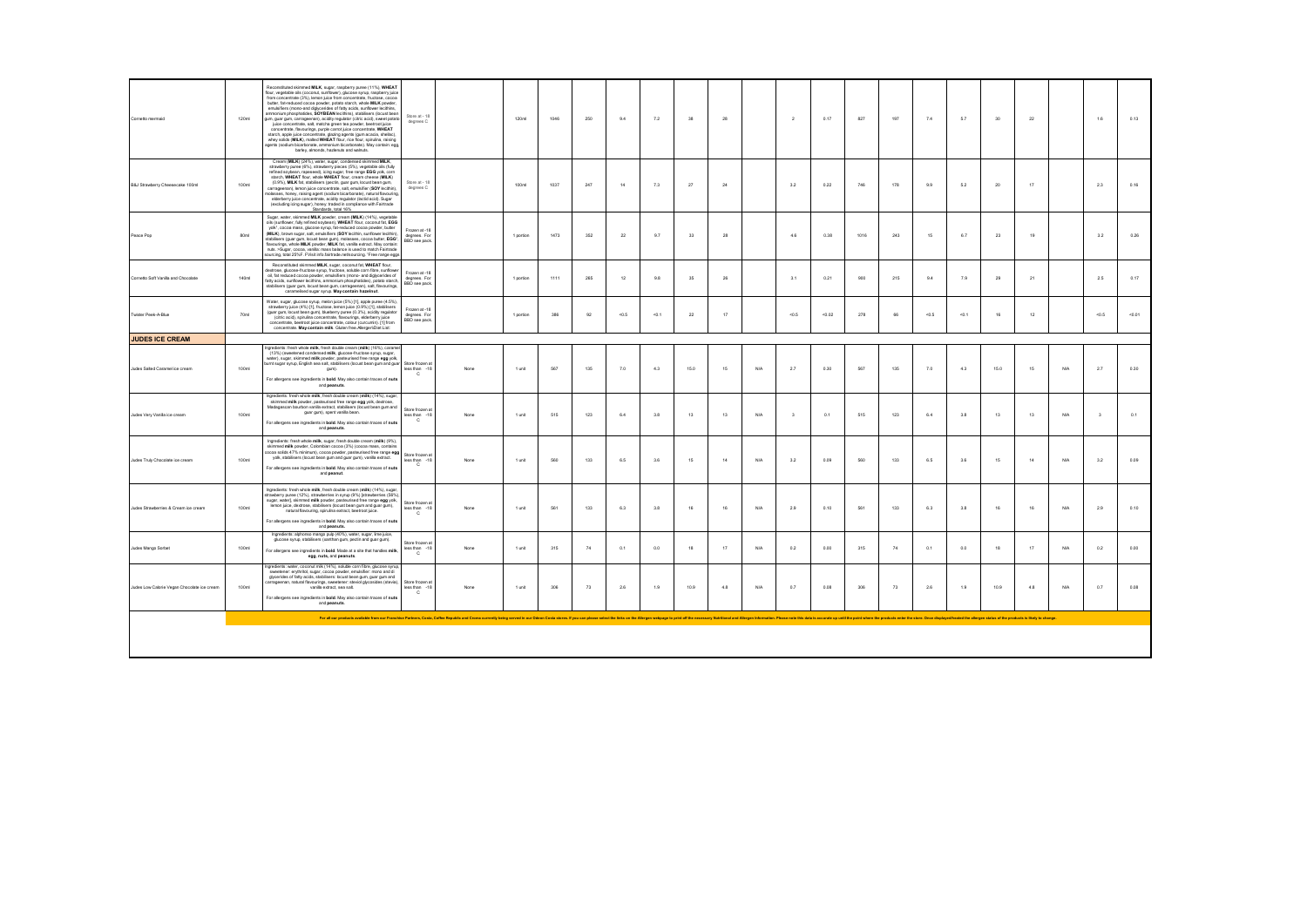| | | | | | | | | | | | | | | | | | | | | | | | |
|---|---|---|---|---|---|---|---|---|---|---|---|---|---|---|---|---|---|---|---|---|---|---|---|
| Cornetto mermaid | 120ml | Reconstituted skimmed **MILK**, sugar, raspberry puree (11%), **WHEAT** flour, vegetable oils (coconut, sunflower), glucose syrup, raspberry juice from concentrate (3%), lemon juice from concentrate, fructose, cocoa butter, fat-reduced cocoa powder, potato starch, whole **MILK** powder, emulsifiers (mono- and diglycerides of fatty acids, sunflower lecithins, ammonium phosphatides, **SOYBEAN** lecithins), stabilisers (locust bean gum, guar gum, carrageenan), acidity regulator (citric acid), sweet potato juice concentrate, salt, matcha green tea powder, beetroot juice concentrate, flavourings, purple carrot juice concentrate, **WHEAT** starch, apple juice concentrate, glazing agents (gum acacia, shellac), whey solids (**MILK**), malted **WHEAT** flour, rice flour, spirulina, raising agents (sodium bicarbonate, ammonium bicarbonate). May contain: egg, barley, almonds, hazelnuts and walnuts. | Store at -18 degrees C | | 120ml | 1046 | 250 | 9.4 | 7.2 | 38 | 28 | | 2 | 0.17 | 827 | 197 | 7.4 | 5.7 | 30 | 22 | | 1.6 | 0.13 |
| B&J Strawberry Cheesecake 100ml | 100ml | Cream (**MILK**) (34%), water, sugar, condensed skimmed **MILK**, strawberry puree (6%), strawberry pieces (5%), vegetable oils (fully refined soybean, rapeseed), icing sugar, free range **EGG** yolk, corn starch, **WHEAT** flour, cream cheese (**MILK**) (0.9%), **MILK** fat, stabilisers (pectin, guar gum, locust bean gum, carrageenan), lemon juice concentrate, salt, emulsifier (**SOY** lecithin), molasses, honey, raising agent (sodium bicarbonate), natural flavouring, elderberry juice concentrate, acidity regulator (lactic acid). Sugar (excluding icing sugar), honey: traded in compliance with Fairtrade Standards, total 16%. | Store at -18 degrees C | | 100ml | 1037 | 247 | 14 | 7.3 | 27 | 24 | | 3.2 | 0.22 | 746 | 178 | 9.9 | 5.2 | 20 | 17 | | 2.3 | 0.16 |
| Peace Pop | 80ml | Sugar, water, skimmed **MILK** powder, cream (**MILK**) (14%), vegetable oils (sunflower, fully refined soybean), **WHEAT** flour, coconut fat, **EGG** yolk*, cocoa mass, glucose syrup, fat-reduced cocoa powder, butter (**MILK**), brown sugar, salt, emulsifiers (**SOY** lecithin, sunflower lecithin), stabilisers (guar gum, locust bean gum), molasses, cocoa butter, **EGG**, flavourings, whole **MILK** powder, **MILK** fat, vanilla extract. May contain nuts. ^Sugar, cocoa, vanilla: mass balance is used to match Fairtrade sourcing, total 29%. Visit info.fairtrade.net/sourcing. *Free range eggs | Frozen at -18 degrees. For BBD see pack. | | 1 portion | 1473 | 352 | 22 | 9.7 | 33 | 28 | | 4.6 | 0.38 | 1016 | 243 | 15 | 6.7 | 23 | 19 | | 3.2 | 0.26 |
| Cornetto Soft Vanilla and Chocolate | 140ml | Reconstituted skimmed **MILK**, sugar, coconut fat, **WHEAT** flour, dextrose, glucose-fructose syrup, fructose, soluble corn fibre, sunflower oil, fat reduced cocoa powder, emulsifiers (mono- and diglycerides of fatty acids, sunflower lecithins, ammonium phosphatides), potato starch, stabilisers (guar gum, locust bean gum, carrageenan), salt, flavourings, caramelised sugar syrup. **May contain hazelnut.** | Frozen at -18 degrees. For BBD see pack. | | 1 portion | 1111 | 265 | 12 | 9.8 | 35 | 26 | | 3.1 | 0.21 | 900 | 215 | 9.4 | 7.9 | 28 | 21 | | 2.5 | 0.17 |
| Twister Peek-A-Blue | 70ml | Water, sugar, glucose syrup, melon juice (5%) [1], apple puree (4.5%), strawberry juice (4%) [1], fructose, lemon juice (0.9%) [1], stabilisers (guar gum, locust bean gum), blueberry puree (0.3%), acidity regulator (citric acid), spirulina concentrate, flavourings, elderberry juice concentrate, beetroot juice concentrate, colour (curcumin). [1] from concentrate. **May contain milk.** Gluten free. Allergen/Diet List. | Frozen at -18 degrees. For BBD see pack. | | 1 portion | 386 | 92 | <0.5 | <0.1 | 22 | 17 | | <0.5 | <0.02 | 270 | 66 | <0.5 | <0.1 | 16 | 12 | | <0.5 | <0.01 |
| **JUDES ICE CREAM** | | | | | | | | | | | | | | | | | | | | | | | |
| Judes Salted Caramel ice cream | 100ml | Ingredients: fresh whole **milk**, fresh double cream (**milk**) (16%), caramel (13%) (sweetened condensed **milk**, glucose-fructose syrup, sugar, water), sugar, skimmed **milk** powder, pasteurised free range **egg** yolk, burnt sugar syrup, English sea salt, stabilisers (locust bean gum and guar gum). For allergens see ingredients in **bold**. May also contain traces of **nuts** and **peanuts**. | Store frozen at less than -18 C | None | 1 unit | 567 | 135 | 7.0 | 4.3 | 15.0 | 15 | N/A | 2.7 | 0.30 | 567 | 135 | 7.0 | 4.3 | 15.0 | 15 | N/A | 2.7 | 0.30 |
| Judes Very Vanilla ice cream | 100ml | Ingredients: fresh whole **milk**, fresh double cream (**milk**) (14%), sugar, skimmed **milk** powder, pasteurised free range **egg** yolk, dextrose, Madagascan bourbon vanilla extract, stabilisers (locust bean gum and guar gum), spent vanilla bean. For allergens see ingredients in **bold**. May also contain traces of **nuts** and **peanuts**. | Store frozen at less than -18 C | None | 1 unit | 515 | 123 | 6.4 | 3.8 | 13 | 13 | N/A | 3 | 0.1 | 515 | 123 | 6.4 | 3.8 | 13 | 13 | N/A | 3 | 0.1 |
| Judes Truly Chocolate ice cream | 100ml | Ingredients: fresh whole **milk**, sugar, fresh double cream (**milk**) (9%), skimmed **milk** powder, Colombian cocoa (3%) (cocoa mass, contains cocoa solids 47% minimum), cocoa powder, pasteurised free range **egg** yolk, stabilisers (locust bean gum and guar gum), vanilla extract. For allergens see ingredients in **bold**. May also contain traces of **nuts** and **peanut**. | Store frozen at less than -18 C | None | 1 unit | 560 | 133 | 6.5 | 3.6 | 15 | 14 | N/A | 3.2 | 0.09 | 560 | 133 | 6.5 | 3.6 | 15 | 14 | N/A | 3.2 | 0.09 |
| Judes Strawberries & Cream ice cream | 100ml | Ingredients: fresh whole **milk**, fresh double cream (**milk**) (14%), sugar, strawberry puree (12%), strawberries in syrup (8%) [strawberries (56%), sugar, water], skimmed **milk** powder, pasteurised free range **egg** yolk, lemon juice, dextrose, stabilisers (locust bean gum and guar gum), natural flavouring, spirulina extract, beetroot juice. For allergens see ingredients in **bold**. May also contain traces of **nuts** and **peanuts**. | Store frozen at less than -18 C | None | 1 unit | 561 | 133 | 6.3 | 3.8 | 16 | 16 | N/A | 2.9 | 0.10 | 561 | 133 | 6.3 | 3.8 | 16 | 16 | N/A | 2.9 | 0.10 |
| Judes Mango Sorbet | 100ml | Ingredients: alphonso mango pulp (40%), water, sugar, lime juice, glucose syrup, stabilisers (xanthan gum, pectin and guar gum). For allergens see ingredients in **bold**. Made at a site that handles **milk**, **egg**, **nuts**, and **peanuts**. | Store frozen at less than -18 C | None | 1 unit | 315 | 74 | 0.1 | 0.0 | 18 | 17 | N/A | 0.2 | 0.00 | 315 | 74 | 0.1 | 0.0 | 18 | 17 | N/A | 0.2 | 0.00 |
| Judes Low Calorie Vegan Chocolate ice cream | 100ml | Ingredients: water, coconut milk (14%), soluble corn fibre, glucose syrup, sweetener: erythritol, sugar, cocoa powder, emulsifier: mono and di glycerides of fatty acids, stabilisers: locust bean gum, guar gum and carrageenan, natural flavourings, sweetener: steviol glycosides (stevia), vanilla extract, sea salt. For allergens see ingredients in **bold**. May also contain traces of **nuts** and **peanuts**. | Store frozen at less than -18 C | None | 1 unit | 306 | 73 | 2.6 | 1.9 | 10.9 | 4.8 | N/A | 0.7 | 0.08 | 306 | 73 | 2.6 | 1.9 | 10.9 | 4.8 | N/A | 0.7 | 0.08 |

For all our products available from our Franchise Partners, Costa, Coffee Republic and Cosmo currently being served in our Odeon Costa stores. If you can please select the links on the Allergen webpage to print off the necessary Nutritional and Allergen Information. Please note this data is accurate up until the point where the products enter the store. Once displayed/heated the allergen status of the products is likely to change.